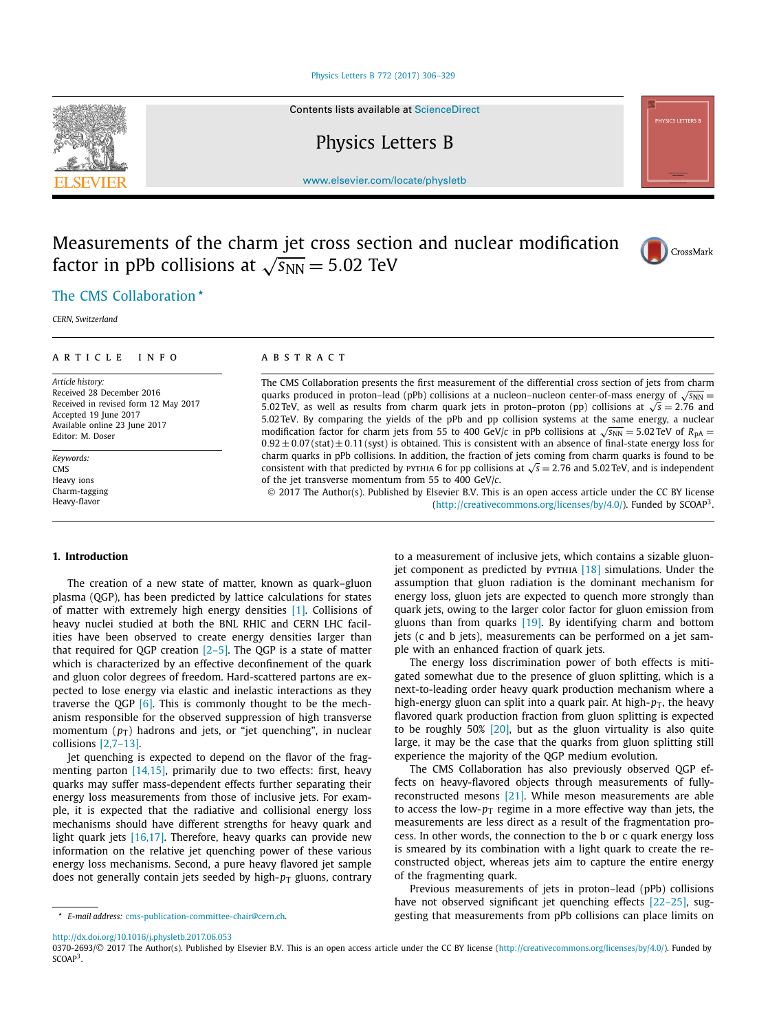# Measurements of the charm jet cross section and nuclear modification factor in pPb collisions at $\sqrt{s_{NN}} = 5.02$ TeV

The CMS Collaboration *

*CERN, Switzerland*

---

**ARTICLE INFO**

*Article history:*
Received 28 December 2016
Received in revised form 12 May 2017
Accepted 19 June 2017
Available online 23 June 2017
Editor: M. Doser

*Keywords:*
CMS
Heavy ions
Charm-tagging
Heavy-flavor

**ABSTRACT**

The CMS Collaboration presents the first measurement of the differential cross section of jets from charm quarks produced in proton–lead (pPb) collisions at a nucleon–nucleon center-of-mass energy of $\sqrt{s_{NN}} = 5.02$ TeV, as well as results from charm quark jets in proton–proton (pp) collisions at $\sqrt{s} = 2.76$ and 5.02 TeV. By comparing the yields of the pPb and pp collision systems at the same energy, a nuclear modification factor for charm jets from 55 to 400 GeV/$c$ in pPb collisions at $\sqrt{s_{NN}} = 5.02$ TeV of $R_{pA} = 0.92 \pm 0.07\,(\text{stat}) \pm 0.11\,(\text{syst})$ is obtained. This is consistent with an absence of final-state energy loss for charm quarks in pPb collisions. In addition, the fraction of jets coming from charm quarks is found to be consistent with that predicted by PYTHIA 6 for pp collisions at $\sqrt{s} = 2.76$ and 5.02 TeV, and is independent of the majority of the jet transverse momentum from 55 to 400 GeV/$c$.

© 2017 The Author(s). Published by Elsevier B.V. This is an open access article under the CC BY license (http://creativecommons.org/licenses/by/4.0/). Funded by SCOAP[3].

---

## 1. Introduction

The creation of a new state of matter, known as quark–gluon plasma (QGP), has been predicted by lattice calculations for states of matter with extremely high energy densities [1]. Collisions of heavy nuclei studied at both the BNL RHIC and CERN LHC facilities have been observed to create energy densities larger than that required for QGP creation [2–5]. The QGP is a state of matter which is characterized by an effective deconfinement of the quark and gluon color degrees of freedom. Hard-scattered partons are expected to lose energy via elastic and inelastic interactions as they traverse the QGP [6]. This is commonly thought to be the mechanism responsible for the observed suppression of high transverse momentum ($p_T$) hadrons and jets, or "jet quenching", in nuclear collisions [2,7–13].

Jet quenching is expected to depend on the flavor of the fragmenting parton [14,15], primarily due to two effects: first, heavy quarks may suffer mass-dependent effects further separating their energy loss measurements from those of inclusive jets. For example, it is expected that the radiative and collisional energy loss mechanisms should have different strengths for heavy quark and light quark jets [16,17]. Therefore, heavy quarks can provide new information on the relative jet quenching power of these various energy loss mechanisms. Second, a pure heavy flavored jet sample does not generally contain jets seeded by high-$p_T$ gluons, contrary to a measurement of inclusive jets, which contains a sizable gluon-jet component as predicted by PYTHIA [18] simulations. Under the assumption that gluon radiation is the dominant mechanism for energy loss, gluon jets are expected to quench more strongly than quark jets, owing to the larger color factor for gluon emission from gluons than from quarks [19]. By identifying charm and bottom jets (c and b jets), measurements can be performed on a jet sample with an enhanced fraction of quark jets.

The energy loss discrimination power of both effects is mitigated somewhat due to the presence of gluon splitting, which is a next-to-leading order heavy quark production mechanism where a high-energy gluon can split into a quark pair. At high-$p_T$, the heavy flavored quark production fraction from gluon splitting is expected to be roughly 50% [20], but as the gluon virtuality is also quite large, it may be the case that the quarks from gluon splitting still experience the majority of the QGP medium evolution.

The CMS Collaboration has also previously observed QGP effects on heavy-flavored objects through measurements of fully-reconstructed mesons [21]. While meson measurements are able to access the low-$p_T$ regime in a more effective way than jets, the measurements are less direct as a result of the fragmentation process. In other words, the connection to the b or c quark energy loss is smeared by its combination with a light quark to create the reconstructed object, whereas jets aim to capture the entire energy of the fragmenting quark.

Previous measurements of jets in proton–lead (pPb) collisions have not observed significant jet quenching effects [22–25], suggesting that measurements from pPb collisions can place limits on

---

* E-mail address: cms-publication-committee-chair@cern.ch.

http://dx.doi.org/10.1016/j.physletb.2017.06.053
0370-2693/© 2017 The Author(s). Published by Elsevier B.V. This is an open access article under the CC BY license (http://creativecommons.org/licenses/by/4.0/). Funded by SCOAP[3].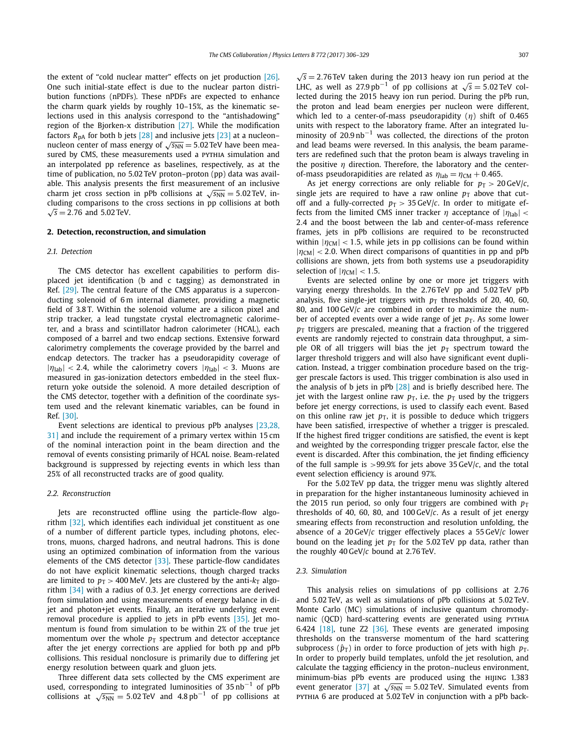the extent of "cold nuclear matter" effects on jet production [26]. One such initial-state effect is due to the nuclear parton distribution functions (nPDFs). These nPDFs are expected to enhance the charm quark yields by roughly 10–15%, as the kinematic selections used in this analysis correspond to the "antishadowing" region of the Bjorken-x distribution [27]. While the modification factors $R_{\mathrm{pA}}$ for both b jets [28] and inclusive jets [23] at a nucleon–nucleon center of mass energy of $\sqrt{s_{\mathrm{NN}}} = 5.02\,\mathrm{TeV}$ have been measured by CMS, these measurements used a PYTHIA simulation and an interpolated pp reference as baselines, respectively, as at the time of publication, no 5.02 TeV proton–proton (pp) data was available. This analysis presents the first measurement of an inclusive charm jet cross section in pPb collisions at $\sqrt{s_{\mathrm{NN}}} = 5.02\,\mathrm{TeV}$, including comparisons to the cross sections in pp collisions at both $\sqrt{s} = 2.76$ and 5.02 TeV.

## 2. Detection, reconstruction, and simulation

### 2.1. Detection

The CMS detector has excellent capabilities to perform displaced jet identification (b and c tagging) as demonstrated in Ref. [29]. The central feature of the CMS apparatus is a superconducting solenoid of 6 m internal diameter, providing a magnetic field of 3.8 T. Within the solenoid volume are a silicon pixel and strip tracker, a lead tungstate crystal electromagnetic calorimeter, and a brass and scintillator hadron calorimeter (HCAL), each composed of a barrel and two endcap sections. Extensive forward calorimetry complements the coverage provided by the barrel and endcap detectors. The tracker has a pseudorapidity coverage of $|\eta_{\mathrm{lab}}| < 2.4$, while the calorimetry covers $|\eta_{\mathrm{lab}}| < 3$. Muons are measured in gas-ionization detectors embedded in the steel flux-return yoke outside the solenoid. A more detailed description of the CMS detector, together with a definition of the coordinate system used and the relevant kinematic variables, can be found in Ref. [30].

Event selections are identical to previous pPb analyses [23,28,31] and include the requirement of a primary vertex within 15 cm of the nominal interaction point in the beam direction and the removal of events consisting primarily of HCAL noise. Beam-related background is suppressed by rejecting events in which less than 25% of all reconstructed tracks are of good quality.

### 2.2. Reconstruction

Jets are reconstructed offline using the particle-flow algorithm [32], which identifies each individual jet constituent as one of a number of different particle types, including photons, electrons, muons, charged hadrons, and neutral hadrons. This is done using an optimized combination of information from the various elements of the CMS detector [33]. These particle-flow candidates do not have explicit kinematic selections, though charged tracks are limited to $p_{\mathrm{T}} > 400\,\mathrm{MeV}$. Jets are clustered by the anti-$k_{\mathrm{T}}$ algorithm [34] with a radius of 0.3. Jet energy corrections are derived from simulation and using measurements of energy balance in dijet and photon+jet events. Finally, an iterative underlying event removal procedure is applied to jets in pPb events [35]. Jet momentum is found from simulation to be within 2% of the true jet momentum over the whole $p_{\mathrm{T}}$ spectrum and detector acceptance after the jet energy corrections are applied for both pp and pPb collisions. This residual nonclosure is primarily due to differing jet energy resolution between quark and gluon jets.

Three different data sets collected by the CMS experiment are used, corresponding to integrated luminosities of $35\,\mathrm{nb}^{-1}$ of pPb collisions at $\sqrt{s_{\mathrm{NN}}} = 5.02\,\mathrm{TeV}$ and $4.8\,\mathrm{pb}^{-1}$ of pp collisions at $\sqrt{s} = 2.76\,\mathrm{TeV}$ taken during the 2013 heavy ion run period at the LHC, as well as $27.9\,\mathrm{pb}^{-1}$ of pp collisions at $\sqrt{s} = 5.02\,\mathrm{TeV}$ collected during the 2015 heavy ion run period. During the pPb run, the proton and lead beam energies per nucleon were different, which led to a center-of-mass pseudorapidity ($\eta$) shift of 0.465 units with respect to the laboratory frame. After an integrated luminosity of $20.9\,\mathrm{nb}^{-1}$ was collected, the directions of the proton and lead beams were reversed. In this analysis, the beam parameters are redefined such that the proton beam is always traveling in the positive $\eta$ direction. Therefore, the laboratory and the center-of-mass pseudorapidities are related as $\eta_{\mathrm{lab}} = \eta_{\mathrm{CM}} + 0.465$.

As jet energy corrections are only reliable for $p_{\mathrm{T}} > 20\,\mathrm{GeV}/c$, single jets are required to have a raw online $p_{\mathrm{T}}$ above that cutoff and a fully-corrected $p_{\mathrm{T}} > 35\,\mathrm{GeV}/c$. In order to mitigate effects from the limited CMS inner tracker $\eta$ acceptance of $|\eta_{\mathrm{lab}}| < 2.4$ and the boost between the lab and center-of-mass reference frames, jets in pPb collisions are required to be reconstructed within $|\eta_{\mathrm{CM}}| < 1.5$, while jets in pp collisions can be found within $|\eta_{\mathrm{CM}}| < 2.0$. When direct comparisons of quantities in pp and pPb collisions are shown, jets from both systems use a pseudorapidity selection of $|\eta_{\mathrm{CM}}| < 1.5$.

Events are selected online by one or more jet triggers with varying energy thresholds. In the 2.76 TeV pp and 5.02 TeV pPb analysis, five single-jet triggers with $p_{\mathrm{T}}$ thresholds of 20, 40, 60, 80, and 100 GeV/$c$ are combined in order to maximize the number of accepted events over a wide range of jet $p_{\mathrm{T}}$. As some lower $p_{\mathrm{T}}$ triggers are prescaled, meaning that a fraction of the triggered events are randomly rejected to constrain data throughput, a simple OR of all triggers will bias the jet $p_{\mathrm{T}}$ spectrum toward the larger threshold triggers and will also have significant event duplication. Instead, a trigger combination procedure based on the trigger prescale factors is used. This trigger combination is also used in the analysis of b jets in pPb [28] and is briefly described here. The jet with the largest online raw $p_{\mathrm{T}}$, i.e. the $p_{\mathrm{T}}$ used by the triggers before jet energy corrections, is used to classify each event. Based on this online raw jet $p_{\mathrm{T}}$, it is possible to deduce which triggers have been satisfied, irrespective of whether a trigger is prescaled. If the highest fired trigger conditions are satisfied, the event is kept and weighted by the corresponding trigger prescale factor, else the event is discarded. After this combination, the jet finding efficiency of the full sample is >99.9% for jets above 35 GeV/$c$, and the total event selection efficiency is around 97%.

For the 5.02 TeV pp data, the trigger menu was slightly altered in preparation for the higher instantaneous luminosity achieved in the 2015 run period, so only four triggers are combined with $p_{\mathrm{T}}$ thresholds of 40, 60, 80, and 100 GeV/$c$. As a result of jet energy smearing effects from reconstruction and resolution unfolding, the absence of a 20 GeV/$c$ trigger effectively places a 55 GeV/$c$ lower bound on the leading jet $p_{\mathrm{T}}$ for the 5.02 TeV pp data, rather than the roughly 40 GeV/$c$ bound at 2.76 TeV.

### 2.3. Simulation

This analysis relies on simulations of pp collisions at 2.76 and 5.02 TeV, as well as simulations of pPb collisions at 5.02 TeV. Monte Carlo (MC) simulations of inclusive quantum chromodynamic (QCD) hard-scattering events are generated using PYTHIA 6.424 [18], tune Z2 [36]. These events are generated imposing thresholds on the transverse momentum of the hard scattering subprocess ($\hat{p}_{\mathrm{T}}$) in order to force production of jets with high $p_{\mathrm{T}}$. In order to properly build templates, unfold the jet resolution, and calculate the tagging efficiency in the proton–nucleus environment, minimum-bias pPb events are produced using the HIJING 1.383 event generator [37] at $\sqrt{s_{\mathrm{NN}}} = 5.02\,\mathrm{TeV}$. Simulated events from PYTHIA 6 are produced at 5.02 TeV in conjunction with a pPb back-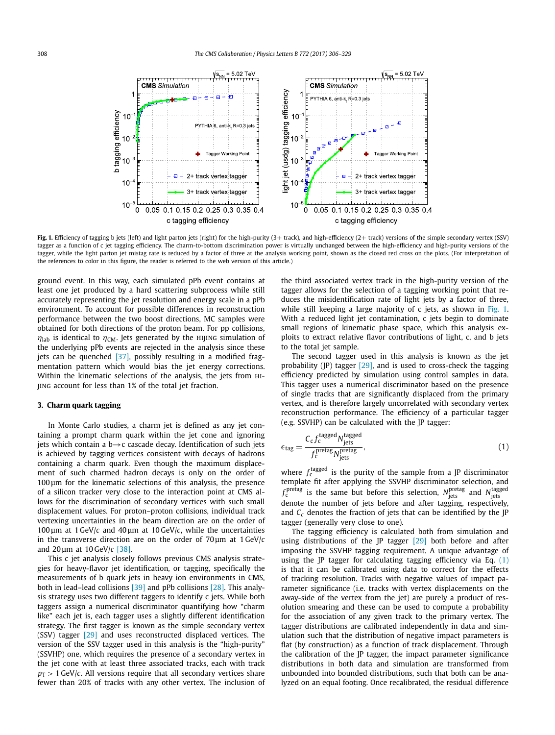Fig. 1. Efficiency of tagging b jets (left) and light parton jets (right) for the high-purity (3+ track), and high-efficiency (2+ track) versions of the simple secondary vertex (SSV) tagger as a function of c jet tagging efficiency. The charm-to-bottom discrimination power is virtually unchanged between the high-efficiency and high-purity versions of the tagger, while the light parton jet mistag rate is reduced by a factor of three at the analysis working point, shown as the closed red cross on the plots. (For interpretation of the references to color in this figure, the reader is referred to the web version of this article.)

ground event. In this way, each simulated pPb event contains at least one jet produced by a hard scattering subprocess while still accurately representing the jet resolution and energy scale in a pPb environment. To account for possible differences in reconstruction performance between the two boost directions, MC samples were obtained for both directions of the proton beam. For pp collisions, $\eta_{\text{lab}}$ is identical to $\eta_{\text{CM}}$. Jets generated by the HIJING simulation of the underlying pPb events are rejected in the analysis since these jets can be quenched [37], possibly resulting in a modified fragmentation pattern which would bias the jet energy corrections. Within the kinematic selections of the analysis, the jets from HIJING account for less than 1% of the total jet fraction.

## 3. Charm quark tagging

In Monte Carlo studies, a charm jet is defined as any jet containing a prompt charm quark within the jet cone and ignoring jets which contain a $\text{b}\to\text{c}$ cascade decay. Identification of such jets is achieved by tagging vertices consistent with decays of hadrons containing a charm quark. Even though the maximum displacement of such charmed hadron decays is only on the order of 100 μm for the kinematic selections of this analysis, the presence of a silicon tracker very close to the interaction point at CMS allows for the discrimination of secondary vertices with such small displacement values. For proton–proton collisions, individual track vertexing uncertainties in the beam direction are on the order of 100 μm at 1 GeV/$c$ and 40 μm at 10 GeV/$c$, while the uncertainties in the transverse direction are on the order of 70 μm at 1 GeV/$c$ and 20 μm at 10 GeV/$c$ [38].

This c jet analysis closely follows previous CMS analysis strategies for heavy-flavor jet identification, or tagging, specifically the measurements of b quark jets in heavy ion environments in CMS, both in lead–lead collisions [39] and pPb collisions [28]. This analysis strategy uses two different taggers to identify c jets. While both taggers assign a numerical discriminator quantifying how "charm like" each jet is, each tagger uses a slightly different identification strategy. The first tagger is known as the simple secondary vertex (SSV) tagger [29] and uses reconstructed displaced vertices. The version of the SSV tagger used in this analysis is the "high-purity" (SSVHP) one, which requires the presence of a secondary vertex in the jet cone with at least three associated tracks, each with track $p_{\text{T}} > 1$ GeV/$c$. All versions require that all secondary vertices share fewer than 20% of tracks with any other vertex. The inclusion of the third associated vertex track in the high-purity version of the tagger allows for the selection of a tagging working point that reduces the misidentification rate of light jets by a factor of three, while still keeping a large majority of c jets, as shown in Fig. 1. With a reduced light jet contamination, c jets begin to dominate small regions of kinematic phase space, which this analysis exploits to extract relative flavor contributions of light, c, and b jets to the total jet sample.

The second tagger used in this analysis is known as the jet probability (JP) tagger [29], and is used to cross-check the tagging efficiency predicted by simulation using control samples in data. This tagger uses a numerical discriminator based on the presence of single tracks that are significantly displaced from the primary vertex, and is therefore largely uncorrelated with secondary vertex reconstruction performance. The efficiency of a particular tagger (e.g. SSVHP) can be calculated with the JP tagger:

$$\epsilon_{\text{tag}} = \frac{C_c f_c^{\text{tagged}} N_{\text{jets}}^{\text{tagged}}}{f_c^{\text{pretag}} N_{\text{jets}}^{\text{pretag}}}, \tag{1}$$

where $f_c^{\text{tagged}}$ is the purity of the sample from a JP discriminator template fit after applying the SSVHP discriminator selection, and $f_c^{\text{pretag}}$ is the same but before this selection, $N_{\text{jets}}^{\text{pretag}}$ and $N_{\text{jets}}^{\text{tagged}}$ denote the number of jets before and after tagging, respectively, and $C_c$ denotes the fraction of jets that can be identified by the JP tagger (generally very close to one).

The tagging efficiency is calculated both from simulation and using distributions of the JP tagger [29] both before and after imposing the SSVHP tagging requirement. A unique advantage of using the JP tagger for calculating tagging efficiency via Eq. (1) is that it can be calibrated using data to correct for the effects of tracking resolution. Tracks with negative values of impact parameter significance (i.e. tracks with vertex displacements on the away-side of the vertex from the jet) are purely a product of resolution smearing and these can be used to compute a probability for the association of any given track to the primary vertex. The tagger distributions are calibrated independently in data and simulation such that the distribution of negative impact parameters is flat (by construction) as a function of track displacement. Through the calibration of the JP tagger, the impact parameter significance distributions in both data and simulation are transformed from unbounded into bounded distributions, such that both can be analyzed on an equal footing. Once recalibrated, the residual difference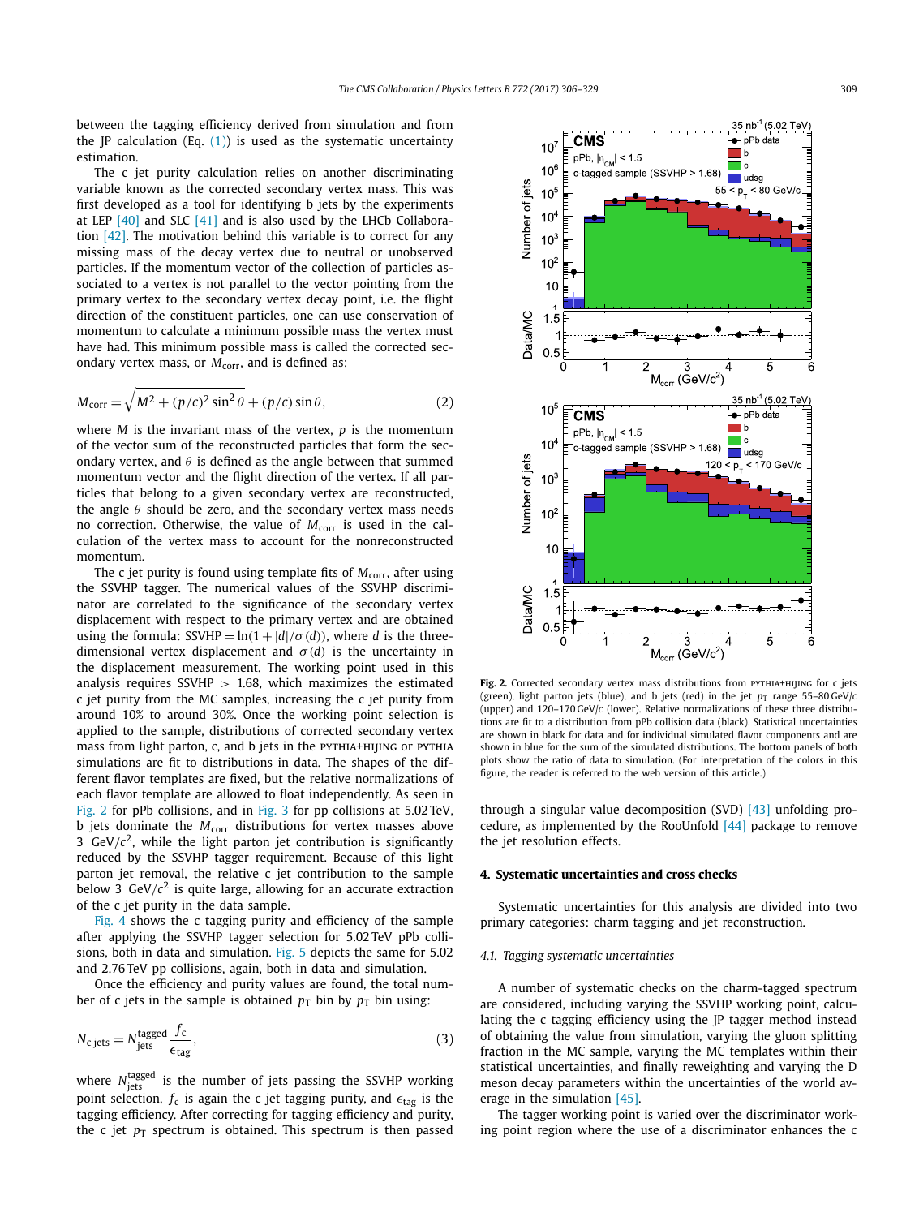between the tagging efficiency derived from simulation and from the JP calculation (Eq. (1)) is used as the systematic uncertainty estimation.

The c jet purity calculation relies on another discriminating variable known as the corrected secondary vertex mass. This was first developed as a tool for identifying b jets by the experiments at LEP [40] and SLC [41] and is also used by the LHCb Collaboration [42]. The motivation behind this variable is to correct for any missing mass of the decay vertex due to neutral or unobserved particles. If the momentum vector of the collection of particles associated to a vertex is not parallel to the vector pointing from the primary vertex to the secondary vertex decay point, i.e. the flight direction of the constituent particles, one can use conservation of momentum to calculate a minimum possible mass the vertex must have had. This minimum possible mass is called the corrected secondary vertex mass, or $M_{\mathrm{corr}}$, and is defined as:

$$M_{\mathrm{corr}} = \sqrt{M^2 + (p/c)^2 \sin^2\theta} + (p/c)\sin\theta, \tag{2}$$

where $M$ is the invariant mass of the vertex, $p$ is the momentum of the vector sum of the reconstructed particles that form the secondary vertex, and $\theta$ is defined as the angle between that summed momentum vector and the flight direction of the vertex. If all particles that belong to a given secondary vertex are reconstructed, the angle $\theta$ should be zero, and the secondary vertex mass needs no correction. Otherwise, the value of $M_{\mathrm{corr}}$ is used in the calculation of the vertex mass to account for the nonreconstructed momentum.

The c jet purity is found using template fits of $M_{\mathrm{corr}}$, after using the SSVHP tagger. The numerical values of the SSVHP discriminator are correlated to the significance of the secondary vertex displacement with respect to the primary vertex and are obtained using the formula: $\mathrm{SSVHP} = \ln(1 + |d|/\sigma(d))$, where $d$ is the three-dimensional vertex displacement and $\sigma(d)$ is the uncertainty in the displacement measurement. The working point used in this analysis requires $\mathrm{SSVHP} > 1.68$, which maximizes the estimated c jet purity from the MC samples, increasing the c jet purity from around 10% to around 30%. Once the working point selection is applied to the sample, distributions of corrected secondary vertex mass from light parton, c, and b jets in the PYTHIA+HIJING or PYTHIA simulations are fit to distributions in data. The shapes of the different flavor templates are fixed, but the relative normalizations of each flavor template are allowed to float independently. As seen in Fig. 2 for pPb collisions, and in Fig. 3 for pp collisions at 5.02 TeV, b jets dominate the $M_{\mathrm{corr}}$ distributions for vertex masses above 3 GeV/$c^2$, while the light parton jet contribution is significantly reduced by the SSVHP tagger requirement. Because of this light parton jet removal, the relative c jet contribution to the sample below 3 GeV/$c^2$ is quite large, allowing for an accurate extraction of the c jet purity in the data sample.

Fig. 4 shows the c tagging purity and efficiency of the sample after applying the SSVHP tagger selection for 5.02 TeV pPb collisions, both in data and simulation. Fig. 5 depicts the same for 5.02 and 2.76 TeV pp collisions, again, both in data and simulation.

Once the efficiency and purity values are found, the total number of c jets in the sample is obtained $p_{\mathrm{T}}$ bin by $p_{\mathrm{T}}$ bin using:

$$N_{\mathrm{c\,jets}} = N_{\mathrm{jets}}^{\mathrm{tagged}} \frac{f_{\mathrm{c}}}{\epsilon_{\mathrm{tag}}}, \tag{3}$$

where $N_{\mathrm{jets}}^{\mathrm{tagged}}$ is the number of jets passing the SSVHP working point selection, $f_{\mathrm{c}}$ is again the c jet tagging purity, and $\epsilon_{\mathrm{tag}}$ is the tagging efficiency. After correcting for tagging efficiency and purity, the c jet $p_{\mathrm{T}}$ spectrum is obtained. This spectrum is then passed through a singular value decomposition (SVD) [43] unfolding procedure, as implemented by the RooUnfold [44] package to remove the jet resolution effects.

**Fig. 2.** Corrected secondary vertex mass distributions from PYTHIA+HIJING for c jets (green), light parton jets (blue), and b jets (red) in the jet $p_{\mathrm{T}}$ range 55–80 GeV/$c$ (upper) and 120–170 GeV/$c$ (lower). Relative normalizations of these three distributions are fit to a distribution from pPb collision data (black). Statistical uncertainties are shown in black for data and for individual simulated flavor components and are shown in blue for the sum of the simulated distributions. The bottom panels of both plots show the ratio of data to simulation. (For interpretation of the colors in this figure, the reader is referred to the web version of this article.)

## 4. Systematic uncertainties and cross checks

Systematic uncertainties for this analysis are divided into two primary categories: charm tagging and jet reconstruction.

### 4.1. Tagging systematic uncertainties

A number of systematic checks on the charm-tagged spectrum are considered, including varying the SSVHP working point, calculating the c tagging efficiency using the JP tagger method instead of obtaining the value from simulation, varying the gluon splitting fraction in the MC sample, varying the MC templates within their statistical uncertainties, and finally reweighting and varying the D meson decay parameters within the uncertainties of the world average in the simulation [45].

The tagger working point is varied over the discriminator working point region where the use of a discriminator enhances the c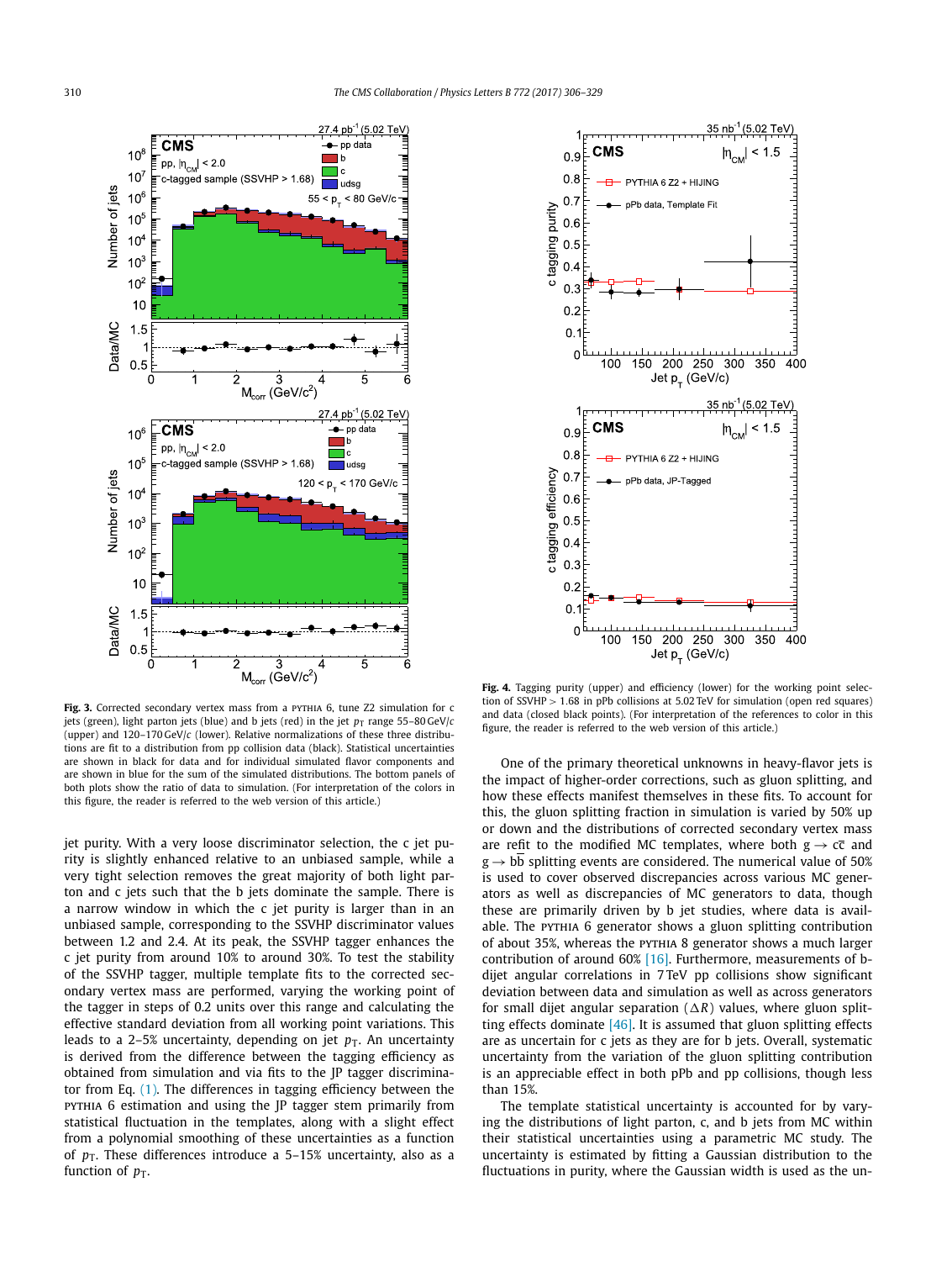**Fig. 3.** Corrected secondary vertex mass from a PYTHIA 6, tune Z2 simulation for c jets (green), light parton jets (blue) and b jets (red) in the jet $p_T$ range 55–80 GeV/$c$ (upper) and 120–170 GeV/$c$ (lower). Relative normalizations of these three distributions are fit to a distribution from pp collision data (black). Statistical uncertainties are shown in black for data and for individual simulated flavor components and are shown in blue for the sum of the simulated distributions. The bottom panels of both plots show the ratio of data to simulation. (For interpretation of the colors in this figure, the reader is referred to the web version of this article.)

**Fig. 4.** Tagging purity (upper) and efficiency (lower) for the working point selection of SSVHP > 1.68 in pPb collisions at 5.02 TeV for simulation (open red squares) and data (closed black points). (For interpretation of the references to color in this figure, the reader is referred to the web version of this article.)

jet purity. With a very loose discriminator selection, the c jet purity is slightly enhanced relative to an unbiased sample, while a very tight selection removes the great majority of light parton and c jets such that the b jets dominate the sample. There is a narrow window in which the c jet purity is larger than in an unbiased sample, corresponding to the SSVHP discriminator values between 1.2 and 2.4. At its peak, the SSVHP tagger enhances the c jet purity from around 10% to around 30%. To test the stability of the SSVHP tagger, multiple template fits to the corrected secondary vertex mass are performed, varying the working point of the tagger in steps of 0.2 units over this range and calculating the effective standard deviation from all working point variations. This leads to a 2–5% uncertainty, depending on jet $p_T$. An uncertainty is derived from the difference between the tagging efficiency as obtained from simulation and via fits to the JP tagger discriminator from Eq. (1). The differences in tagging efficiency between the PYTHIA 6 estimation and using the JP tagger stem primarily from statistical fluctuation in the templates, along with a slight effect from a polynomial smoothing of these uncertainties as a function of $p_T$. These differences introduce a 5–15% uncertainty, also as a function of $p_T$.

One of the primary theoretical unknowns in heavy-flavor jets is the impact of higher-order corrections, such as gluon splitting, and how these effects manifest themselves in these fits. To account for this, the gluon splitting fraction in simulation is varied by 50% up or down and the distributions of corrected secondary vertex mass are refit to the modified MC templates, where both $g \to c\bar{c}$ and $g \to b\bar{b}$ splitting events are considered. The numerical value of 50% is used to cover observed discrepancies across various MC generators as well as discrepancies of MC generators to data, though these are primarily driven by b jet studies, where data is available. The PYTHIA 6 generator shows a gluon splitting contribution of about 35%, whereas the PYTHIA 8 generator shows a much larger contribution of around 60% [16]. Furthermore, measurements of b-dijet angular correlations in 7 TeV pp collisions show significant deviation between data and simulation as well as across generators for small dijet angular separation ($\Delta R$) values, where gluon splitting effects dominate [46]. It is assumed that gluon splitting effects are as uncertain for c jets as they are for b jets. Overall, systematic uncertainty from the variation of the gluon splitting contribution is an appreciable effect in both pPb and pp collisions, though less than 15%.

The template statistical uncertainty is accounted for by varying the distributions of light parton, c, and b jets from MC within their statistical uncertainties using a parametric MC study. The uncertainty is estimated by fitting a Gaussian distribution to the fluctuations in purity, where the Gaussian width is used as the un-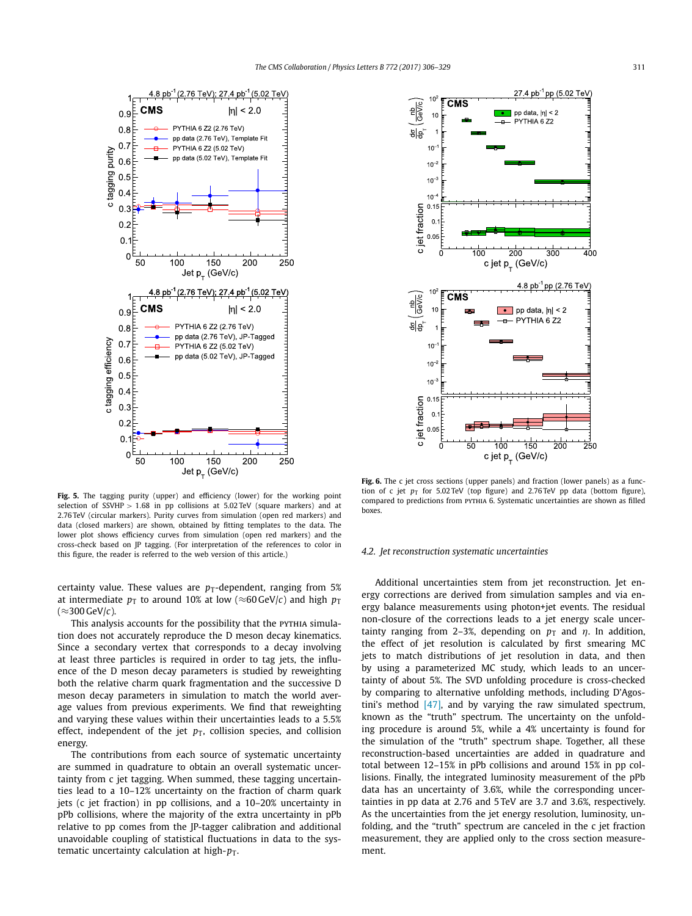**Fig. 5.** The tagging purity (upper) and efficiency (lower) for the working point selection of SSVHP > 1.68 in pp collisions at 5.02 TeV (square markers) and at 2.76 TeV (circular markers). Purity curves from simulation (open red markers) and data (closed markers) are shown, obtained by fitting templates to the data. The lower plot shows efficiency curves from simulation (open red markers) and the cross-check based on JP tagging. (For interpretation of the references to color in this figure, the reader is referred to the web version of this article.)

**Fig. 6.** The c jet cross sections (upper panels) and fraction (lower panels) as a function of c jet $p_T$ for 5.02 TeV (top figure) and 2.76 TeV pp data (bottom figure), compared to predictions from PYTHIA 6. Systematic uncertainties are shown as filled boxes.

certainty value. These values are $p_T$-dependent, ranging from 5% at intermediate $p_T$ to around 10% at low ($\approx$60 GeV/$c$) and high $p_T$ ($\approx$300 GeV/$c$).

This analysis accounts for the possibility that the PYTHIA simulation does not accurately reproduce the D meson decay kinematics. Since a secondary vertex that corresponds to a decay involving at least three particles is required in order to tag jets, the influence of the D meson decay parameters is studied by reweighting both the relative charm quark fragmentation and the successive D meson decay parameters in simulation to match the world average values from previous experiments. We find that reweighting and varying these values within their uncertainties leads to a 5.5% effect, independent of the jet $p_T$, collision species, and collision energy.

The contributions from each source of systematic uncertainty are summed in quadrature to obtain an overall systematic uncertainty from c jet tagging. When summed, these tagging uncertainties lead to a 10–12% uncertainty on the fraction of charm quark jets (c jet fraction) in pp collisions, and a 10–20% uncertainty in pPb collisions, where the majority of the extra uncertainty in pPb relative to pp comes from the JP-tagger calibration and additional unavoidable coupling of statistical fluctuations in data to the systematic uncertainty calculation at high-$p_T$.

### 4.2. Jet reconstruction systematic uncertainties

Additional uncertainties stem from jet reconstruction. Jet energy corrections are derived from simulation samples and via energy balance measurements using photon+jet events. The residual non-closure of the corrections leads to a jet energy scale uncertainty ranging from 2–3%, depending on $p_T$ and $\eta$. In addition, the effect of jet resolution is calculated by first smearing MC jets to match distributions of jet resolution in data, and then by using a parameterized MC study, which leads to an uncertainty of about 5%. The SVD unfolding procedure is cross-checked by comparing to alternative unfolding methods, including D'Agostini's method [47], and by varying the raw simulated spectrum, known as the "truth" spectrum. The uncertainty on the unfolding procedure is around 5%, while a 4% uncertainty is found for the simulation of the "truth" spectrum shape. Together, all these reconstruction-based uncertainties are added in quadrature and total between 12–15% in pPb collisions and around 15% in pp collisions. Finally, the integrated luminosity measurement of the pPb data has an uncertainty of 3.6%, while the corresponding uncertainties in pp data at 2.76 and 5 TeV are 3.7 and 3.6%, respectively. As the uncertainties from the jet energy resolution, luminosity, unfolding, and the "truth" spectrum are canceled in the c jet fraction measurement, they are applied only to the cross section measurement.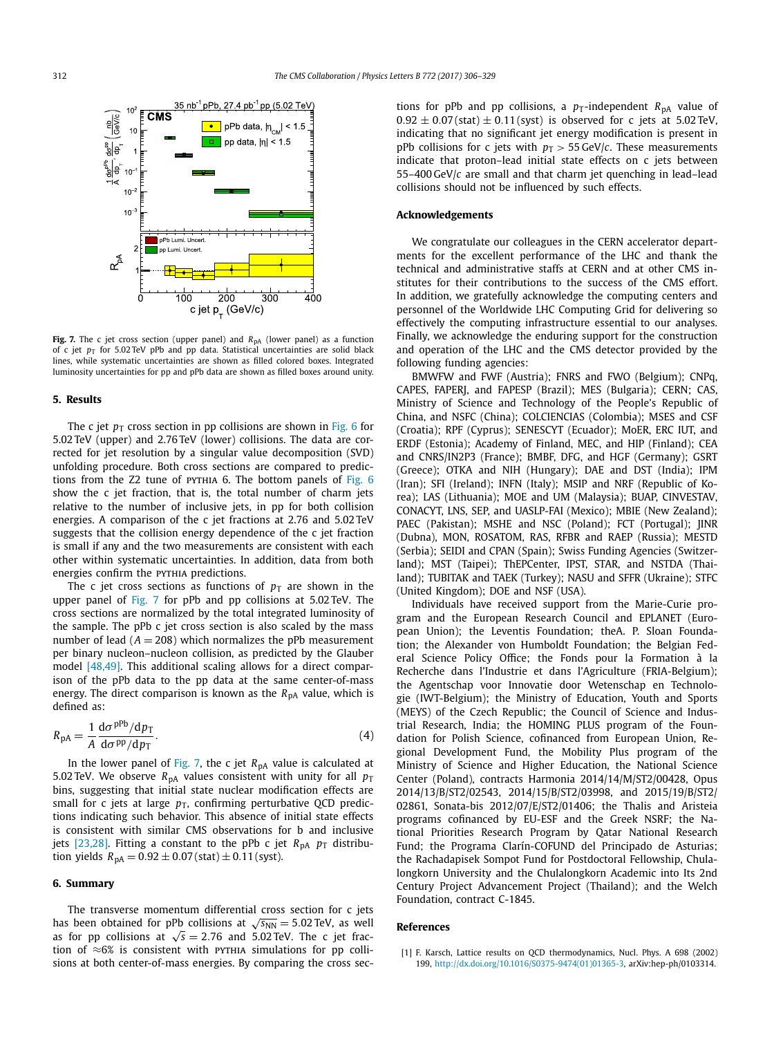**Fig. 7.** The c jet cross section (upper panel) and $R_{pA}$ (lower panel) as a function of c jet $p_T$ for 5.02 TeV pPb and pp data. Statistical uncertainties are solid black lines, while systematic uncertainties are shown as filled colored boxes. Integrated luminosity uncertainties for pp and pPb data are shown as filled boxes around unity.

## 5. Results

The c jet $p_T$ cross section in pp collisions are shown in Fig. 6 for 5.02 TeV (upper) and 2.76 TeV (lower) collisions. The data are corrected for jet resolution by a singular value decomposition (SVD) unfolding procedure. Both cross sections are compared to predictions from the Z2 tune of PYTHIA 6. The bottom panels of Fig. 6 show the c jet fraction, that is, the total number of charm jets relative to the number of inclusive jets, in pp for both collision energies. A comparison of the c jet fractions at 2.76 and 5.02 TeV suggests that the collision energy dependence of the c jet fraction is small if any and the two measurements are consistent with each other within systematic uncertainties. In addition, data from both energies confirm the PYTHIA predictions.

The c jet cross sections as functions of $p_T$ are shown in the upper panel of Fig. 7 for pPb and pp collisions at 5.02 TeV. The cross sections are normalized by the total integrated luminosity of the sample. The pPb c jet cross section is also scaled by the mass number of lead ($A = 208$) which normalizes the pPb measurement per binary nucleon–nucleon collision, as predicted by the Glauber model [48,49]. This additional scaling allows for a direct comparison of the pPb data to the pp data at the same center-of-mass energy. The direct comparison is known as the $R_{pA}$ value, which is defined as:

$$R_{pA} = \frac{1}{A}\frac{d\sigma^{pPb}/dp_T}{d\sigma^{pp}/dp_T}. \tag{4}$$

In the lower panel of Fig. 7, the c jet $R_{pA}$ value is calculated at 5.02 TeV. We observe $R_{pA}$ values consistent with unity for all $p_T$ bins, suggesting that initial state nuclear modification effects are small for c jets at large $p_T$, confirming perturbative QCD predictions indicating such behavior. This absence of initial state effects is consistent with similar CMS observations for b and inclusive jets [23,28]. Fitting a constant to the pPb c jet $R_{pA}$ $p_T$ distribution yields $R_{pA} = 0.92 \pm 0.07\,(\text{stat}) \pm 0.11\,(\text{syst})$.

## 6. Summary

The transverse momentum differential cross section for c jets has been obtained for pPb collisions at $\sqrt{s_{NN}} = 5.02$ TeV, as well as for pp collisions at $\sqrt{s} = 2.76$ and 5.02 TeV. The c jet fraction of ≈6% is consistent with PYTHIA simulations for pp collisions at both center-of-mass energies. By comparing the cross sections for pPb and pp collisions, a $p_T$-independent $R_{pA}$ value of $0.92 \pm 0.07\,(\text{stat}) \pm 0.11\,(\text{syst})$ is observed for c jets at 5.02 TeV, indicating that no significant jet energy modification is present in pPb collisions for c jets with $p_T > 55$ GeV/$c$. These measurements indicate that proton–lead initial state effects on c jets between 55–400 GeV/$c$ are small and that charm jet quenching in lead–lead collisions should not be influenced by such effects.

## Acknowledgements

We congratulate our colleagues in the CERN accelerator departments for the excellent performance of the LHC and thank the technical and administrative staffs at CERN and at other CMS institutes for their contributions to the success of the CMS effort. In addition, we gratefully acknowledge the computing centers and personnel of the Worldwide LHC Computing Grid for delivering so effectively the computing infrastructure essential to our analyses. Finally, we acknowledge the enduring support for the construction and operation of the LHC and the CMS detector provided by the following funding agencies:

BMWFW and FWF (Austria); FNRS and FWO (Belgium); CNPq, CAPES, FAPERJ, and FAPESP (Brazil); MES (Bulgaria); CERN; CAS, Ministry of Science and Technology of the People's Republic of China, and NSFC (China); COLCIENCIAS (Colombia); MSES and CSF (Croatia); RPF (Cyprus); SENESCYT (Ecuador); MoER, ERC IUT, and ERDF (Estonia); Academy of Finland, MEC, and HIP (Finland); CEA and CNRS/IN2P3 (France); BMBF, DFG, and HGF (Germany); GSRT (Greece); OTKA and NIH (Hungary); DAE and DST (India); IPM (Iran); SFI (Ireland); INFN (Italy); MSIP and NRF (Republic of Korea); LAS (Lithuania); MOE and UM (Malaysia); BUAP, CINVESTAV, CONACYT, LNS, SEP, and UASLP-FAI (Mexico); MBIE (New Zealand); PAEC (Pakistan); MSHE and NSC (Poland); FCT (Portugal); JINR (Dubna), MON, ROSATOM, RAS, RFBR and RAEP (Russia); MESTD (Serbia); SEIDI and CPAN (Spain); Swiss Funding Agencies (Switzerland); MST (Taipei); ThEPCenter, IPST, STAR, and NSTDA (Thailand); TUBITAK and TAEK (Turkey); NASU and SFFR (Ukraine); STFC (United Kingdom); DOE and NSF (USA).

Individuals have received support from the Marie-Curie program and the European Research Council and EPLANET (European Union); the Leventis Foundation; theA. P. Sloan Foundation; the Alexander von Humboldt Foundation; the Belgian Federal Science Policy Office; the Fonds pour la Formation à la Recherche dans l'Industrie et dans l'Agriculture (FRIA-Belgium); the Agentschap voor Innovatie door Wetenschap en Technologie (IWT-Belgium); the Ministry of Education, Youth and Sports (MEYS) of the Czech Republic; the Council of Science and Industrial Research, India; the HOMING PLUS program of the Foundation for Polish Science, cofinanced from European Union, Regional Development Fund, the Mobility Plus program of the Ministry of Science and Higher Education, the National Science Center (Poland), contracts Harmonia 2014/14/M/ST2/00428, Opus 2014/13/B/ST2/02543, 2014/15/B/ST2/03998, and 2015/19/B/ST2/02861, Sonata-bis 2012/07/E/ST2/01406; the Thalis and Aristeia programs cofinanced by EU-ESF and the Greek NSRF; the National Priorities Research Program by Qatar National Research Fund; the Programa Clarín-COFUND del Principado de Asturias; the Rachadapisek Sompot Fund for Postdoctoral Fellowship, Chulalongkorn University and the Chulalongkorn Academic into Its 2nd Century Project Advancement Project (Thailand); and the Welch Foundation, contract C-1845.

## References

[1] F. Karsch, Lattice results on QCD thermodynamics, Nucl. Phys. A 698 (2002) 199, http://dx.doi.org/10.1016/S0375-9474(01)01365-3, arXiv:hep-ph/0103314.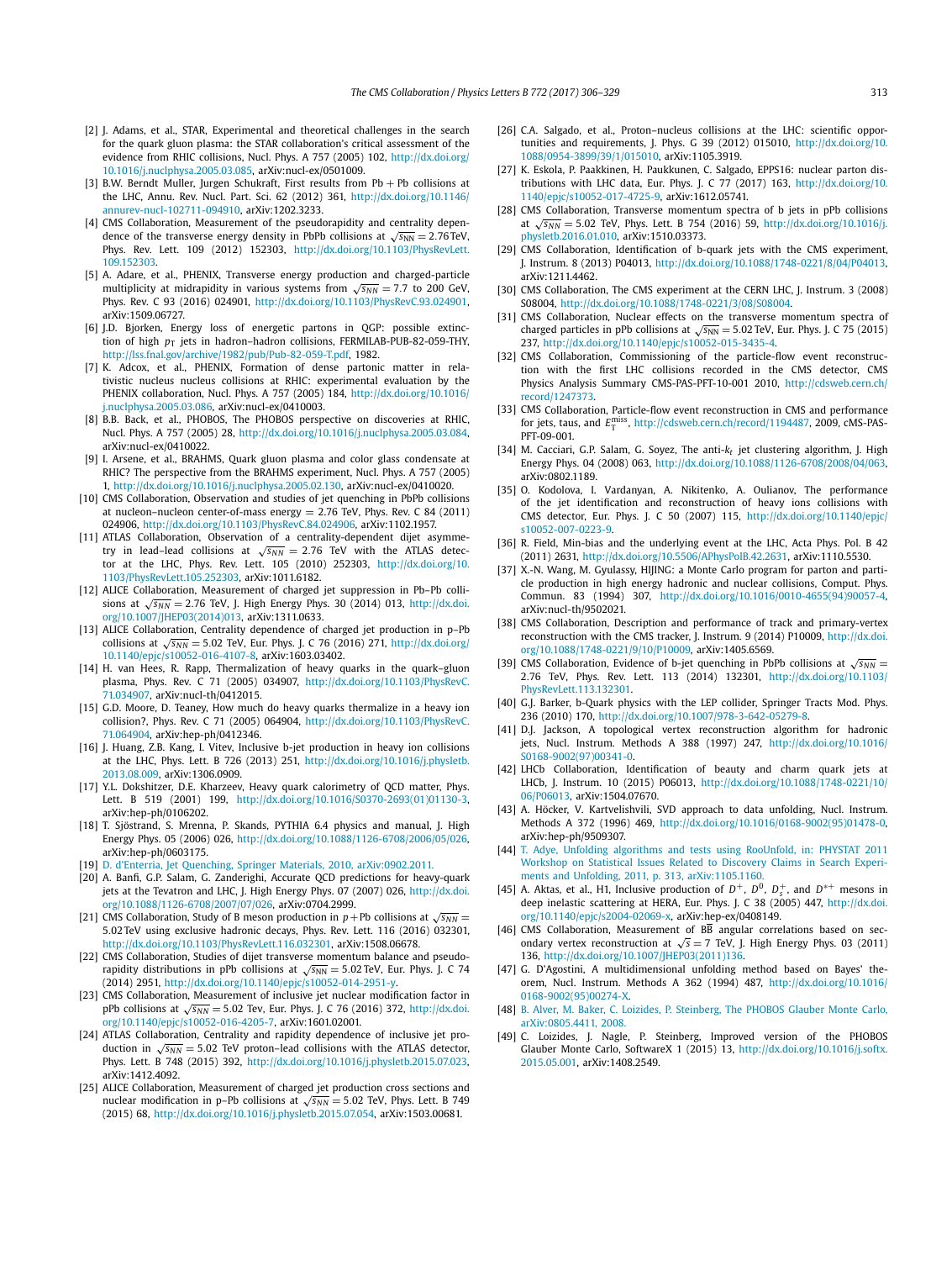[2] J. Adams, et al., STAR, Experimental and theoretical challenges in the search for the quark gluon plasma: the STAR collaboration's critical assessment of the evidence from RHIC collisions, Nucl. Phys. A 757 (2005) 102, http://dx.doi.org/10.1016/j.nuclphysa.2005.03.085, arXiv:nucl-ex/0501009.

[3] B.W. Berndt Muller, Jurgen Schukraft, First results from Pb + Pb collisions at the LHC, Annu. Rev. Nucl. Part. Sci. 62 (2012) 361, http://dx.doi.org/10.1146/annurev-nucl-102711-094910, arXiv:1202.3233.

[4] CMS Collaboration, Measurement of the pseudorapidity and centrality dependence of the transverse energy density in PbPb collisions at $\sqrt{s_{NN}} = 2.76$ TeV, Phys. Rev. Lett. 109 (2012) 152303, http://dx.doi.org/10.1103/PhysRevLett.109.152303.

[5] A. Adare, et al., PHENIX, Transverse energy production and charged-particle multiplicity at midrapidity in various systems from $\sqrt{s_{NN}} = 7.7$ to 200 GeV, Phys. Rev. C 93 (2016) 024901, http://dx.doi.org/10.1103/PhysRevC.93.024901, arXiv:1509.06727.

[6] J.D. Bjorken, Energy loss of energetic partons in QGP: possible extinction of high $p_T$ jets in hadron–hadron collisions, FERMILAB-PUB-82-059-THY, http://lss.fnal.gov/archive/1982/pub/Pub-82-059-T.pdf, 1982.

[7] K. Adcox, et al., PHENIX, Formation of dense partonic matter in relativistic nucleus nucleus collisions at RHIC: experimental evaluation by the PHENIX collaboration, Nucl. Phys. A 757 (2005) 184, http://dx.doi.org/10.1016/j.nuclphysa.2005.03.086, arXiv:nucl-ex/0410003.

[8] B.B. Back, et al., PHOBOS, The PHOBOS perspective on discoveries at RHIC, Nucl. Phys. A 757 (2005) 28, http://dx.doi.org/10.1016/j.nuclphysa.2005.03.084, arXiv:nucl-ex/0410022.

[9] I. Arsene, et al., BRAHMS, Quark gluon plasma and color glass condensate at RHIC? The perspective from the BRAHMS experiment, Nucl. Phys. A 757 (2005) 1, http://dx.doi.org/10.1016/j.nuclphysa.2005.02.130, arXiv:nucl-ex/0410020.

[10] CMS Collaboration, Observation and studies of jet quenching in PbPb collisions at nucleon–nucleon center-of-mass energy = 2.76 TeV, Phys. Rev. C 84 (2011) 024906, http://dx.doi.org/10.1103/PhysRevC.84.024906, arXiv:1102.1957.

[11] ATLAS Collaboration, Observation of a centrality-dependent dijet asymmetry in lead–lead collisions at $\sqrt{s_{NN}} = 2.76$ TeV with the ATLAS detector at the LHC, Phys. Rev. Lett. 105 (2010) 252303, http://dx.doi.org/10.1103/PhysRevLett.105.252303, arXiv:1011.6182.

[12] ALICE Collaboration, Measurement of charged jet suppression in Pb–Pb collisions at $\sqrt{s_{NN}} = 2.76$ TeV, J. High Energy Phys. 30 (2014) 013, http://dx.doi.org/10.1007/JHEP03(2014)013, arXiv:1311.0633.

[13] ALICE Collaboration, Centrality dependence of charged jet production in p–Pb collisions at $\sqrt{s_{NN}} = 5.02$ TeV, Eur. Phys. J. C 76 (2016) 271, http://dx.doi.org/10.1140/epjc/s10052-016-4107-8, arXiv:1603.03402.

[14] H. van Hees, R. Rapp, Thermalization of heavy quarks in the quark–gluon plasma, Phys. Rev. C 71 (2005) 034907, http://dx.doi.org/10.1103/PhysRevC.71.034907, arXiv:nucl-th/0412015.

[15] G.D. Moore, D. Teaney, How much do heavy quarks thermalize in a heavy ion collision?, Phys. Rev. C 71 (2005) 064904, http://dx.doi.org/10.1103/PhysRevC.71.064904, arXiv:hep-ph/0412346.

[16] J. Huang, Z.B. Kang, I. Vitev, Inclusive b-jet production in heavy ion collisions at the LHC, Phys. Lett. B 726 (2013) 251, http://dx.doi.org/10.1016/j.physletb.2013.08.009, arXiv:1306.0909.

[17] Y.L. Dokshitzer, D.E. Kharzeev, Heavy quark calorimetry of QCD matter, Phys. Lett. B 519 (2001) 199, http://dx.doi.org/10.1016/S0370-2693(01)01130-3, arXiv:hep-ph/0106202.

[18] T. Sjöstrand, S. Mrenna, P. Skands, PYTHIA 6.4 physics and manual, J. High Energy Phys. 05 (2006) 026, http://dx.doi.org/10.1088/1126-6708/2006/05/026, arXiv:hep-ph/0603175.

[19] D. d'Enterria, Jet Quenching, Springer Materials, 2010, arXiv:0902.2011.

[20] A. Banfi, G.P. Salam, G. Zanderighi, Accurate QCD predictions for heavy-quark jets at the Tevatron and LHC, J. High Energy Phys. 07 (2007) 026, http://dx.doi.org/10.1088/1126-6708/2007/07/026, arXiv:0704.2999.

[21] CMS Collaboration, Study of B meson production in $p$+Pb collisions at $\sqrt{s_{NN}} = 5.02$ TeV using exclusive hadronic decays, Phys. Rev. Lett. 116 (2016) 032301, http://dx.doi.org/10.1103/PhysRevLett.116.032301, arXiv:1508.06678.

[22] CMS Collaboration, Studies of dijet transverse momentum balance and pseudorapidity distributions in pPb collisions at $\sqrt{s_{NN}} = 5.02$ TeV, Eur. Phys. J. C 74 (2014) 2951, http://dx.doi.org/10.1140/epjc/s10052-014-2951-y.

[23] CMS Collaboration, Measurement of inclusive jet nuclear modification factor in pPb collisions at $\sqrt{s_{NN}} = 5.02$ TeV, Eur. Phys. J. C 76 (2016) 372, http://dx.doi.org/10.1140/epjc/s10052-016-4205-7, arXiv:1601.02001.

[24] ATLAS Collaboration, Centrality and rapidity dependence of inclusive jet production in $\sqrt{s_{NN}} = 5.02$ TeV proton–lead collisions with the ATLAS detector, Phys. Lett. B 748 (2015) 392, http://dx.doi.org/10.1016/j.physletb.2015.07.023, arXiv:1412.4092.

[25] ALICE Collaboration, Measurement of charged jet production cross sections and nuclear modification in p–Pb collisions at $\sqrt{s_{NN}} = 5.02$ TeV, Phys. Lett. B 749 (2015) 68, http://dx.doi.org/10.1016/j.physletb.2015.07.054, arXiv:1503.00681.

[26] C.A. Salgado, et al., Proton–nucleus collisions at the LHC: scientific opportunities and requirements, J. Phys. G 39 (2012) 015010, http://dx.doi.org/10.1088/0954-3899/39/1/015010, arXiv:1105.3919.

[27] K. Eskola, P. Paakkinen, H. Paukkunen, C. Salgado, EPPS16: nuclear parton distributions with LHC data, Eur. Phys. J. C 77 (2017) 163, http://dx.doi.org/10.1140/epjc/s10052-017-4725-9, arXiv:1612.05741.

[28] CMS Collaboration, Transverse momentum spectra of b jets in pPb collisions at $\sqrt{s_{NN}} = 5.02$ TeV, Phys. Lett. B 754 (2016) 59, http://dx.doi.org/10.1016/j.physletb.2016.01.010, arXiv:1510.03373.

[29] CMS Collaboration, Identification of b-quark jets with the CMS experiment, J. Instrum. 8 (2013) P04013, http://dx.doi.org/10.1088/1748-0221/8/04/P04013, arXiv:1211.4462.

[30] CMS Collaboration, The CMS experiment at the CERN LHC, J. Instrum. 3 (2008) S08004, http://dx.doi.org/10.1088/1748-0221/3/08/S08004.

[31] CMS Collaboration, Nuclear effects on the transverse momentum spectra of charged particles in pPb collisions at $\sqrt{s_{NN}} = 5.02$ TeV, Eur. Phys. J. C 75 (2015) 237, http://dx.doi.org/10.1140/epjc/s10052-015-3435-4.

[32] CMS Collaboration, Commissioning of the particle-flow event reconstruction with the first LHC collisions recorded in the CMS detector, CMS Physics Analysis Summary CMS-PAS-PFT-10-001 2010, http://cdsweb.cern.ch/record/1247373.

[33] CMS Collaboration, Particle-flow event reconstruction in CMS and performance for jets, taus, and $E_T^{miss}$, http://cdsweb.cern.ch/record/1194487, 2009, cMS-PAS-PFT-09-001.

[34] M. Cacciari, G.P. Salam, G. Soyez, The anti-$k_t$ jet clustering algorithm, J. High Energy Phys. 04 (2008) 063, http://dx.doi.org/10.1088/1126-6708/2008/04/063, arXiv:0802.1189.

[35] O. Kodolova, I. Vardanyan, A. Nikitenko, A. Oulianov, The performance of the jet identification and reconstruction of heavy ions collisions with CMS detector, Eur. Phys. J. C 50 (2007) 115, http://dx.doi.org/10.1140/epjc/s10052-007-0223-9.

[36] R. Field, Min-bias and the underlying event at the LHC, Acta Phys. Pol. B 42 (2011) 2631, http://dx.doi.org/10.5506/APhysPolB.42.2631, arXiv:1110.5530.

[37] X.-N. Wang, M. Gyulassy, HIJING: a Monte Carlo program for parton and particle production in high energy hadronic and nuclear collisions, Comput. Phys. Commun. 83 (1994) 307, http://dx.doi.org/10.1016/0010-4655(94)90057-4, arXiv:nucl-th/9502021.

[38] CMS Collaboration, Description and performance of track and primary-vertex reconstruction with the CMS tracker, J. Instrum. 9 (2014) P10009, http://dx.doi.org/10.1088/1748-0221/9/10/P10009, arXiv:1405.6569.

[39] CMS Collaboration, Evidence of b-jet quenching in PbPb collisions at $\sqrt{s_{NN}} = 2.76$ TeV, Phys. Rev. Lett. 113 (2014) 132301, http://dx.doi.org/10.1103/PhysRevLett.113.132301.

[40] G.J. Barker, b-Quark physics with the LEP collider, Springer Tracts Mod. Phys. 236 (2010) 170, http://dx.doi.org/10.1007/978-3-642-05279-8.

[41] D.J. Jackson, A topological vertex reconstruction algorithm for hadronic jets, Nucl. Instrum. Methods A 388 (1997) 247, http://dx.doi.org/10.1016/S0168-9002(97)00341-0.

[42] LHCb Collaboration, Identification of beauty and charm quark jets at LHCb, J. Instrum. 10 (2015) P06013, http://dx.doi.org/10.1088/1748-0221/10/06/P06013, arXiv:1504.07670.

[43] A. Höcker, V. Kartvelishvili, SVD approach to data unfolding, Nucl. Instrum. Methods A 372 (1996) 469, http://dx.doi.org/10.1016/0168-9002(95)01478-0, arXiv:hep-ph/9509307.

[44] T. Adye, Unfolding algorithms and tests using RooUnfold, in: PHYSTAT 2011 Workshop on Statistical Issues Related to Discovery Claims in Search Experiments and Unfolding, 2011, p. 313, arXiv:1105.1160.

[45] A. Aktas, et al., H1, Inclusive production of $D^+$, $D^0$, $D_s^+$, and $D^{*+}$ mesons in deep inelastic scattering at HERA, Eur. Phys. J. C 38 (2005) 447, http://dx.doi.org/10.1140/epjc/s2004-02069-x, arXiv:hep-ex/0408149.

[46] CMS Collaboration, Measurement of $B\overline{B}$ angular correlations based on secondary vertex reconstruction at $\sqrt{s} = 7$ TeV, J. High Energy Phys. 03 (2011) 136, http://dx.doi.org/10.1007/JHEP03(2011)136.

[47] G. D'Agostini, A multidimensional unfolding method based on Bayes' theorem, Nucl. Instrum. Methods A 362 (1994) 487, http://dx.doi.org/10.1016/0168-9002(95)00274-X.

[48] B. Alver, M. Baker, C. Loizides, P. Steinberg, The PHOBOS Glauber Monte Carlo, arXiv:0805.4411, 2008.

[49] C. Loizides, J. Nagle, P. Steinberg, Improved version of the PHOBOS Glauber Monte Carlo, SoftwareX 1 (2015) 13, http://dx.doi.org/10.1016/j.softx.2015.05.001, arXiv:1408.2549.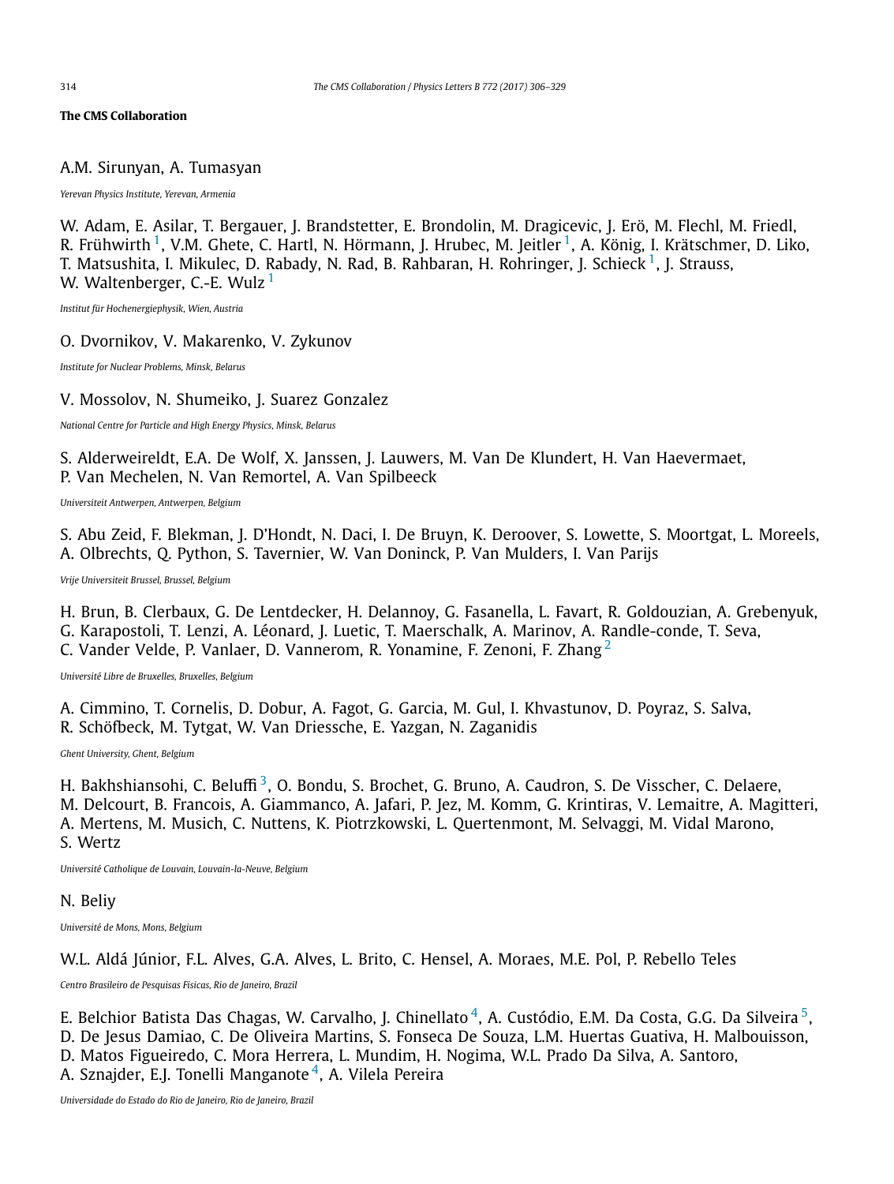**The CMS Collaboration**

A.M. Sirunyan, A. Tumasyan

*Yerevan Physics Institute, Yerevan, Armenia*

W. Adam, E. Asilar, T. Bergauer, J. Brandstetter, E. Brondolin, M. Dragicevic, J. Erö, M. Flechl, M. Friedl, R. Frühwirth [1], V.M. Ghete, C. Hartl, N. Hörmann, J. Hrubec, M. Jeitler [1], A. König, I. Krätschmer, D. Liko, T. Matsushita, I. Mikulec, D. Rabady, N. Rad, B. Rahbaran, H. Rohringer, J. Schieck [1], J. Strauss, W. Waltenberger, C.-E. Wulz [1]

*Institut für Hochenergiephysik, Wien, Austria*

O. Dvornikov, V. Makarenko, V. Zykunov

*Institute for Nuclear Problems, Minsk, Belarus*

V. Mossolov, N. Shumeiko, J. Suarez Gonzalez

*National Centre for Particle and High Energy Physics, Minsk, Belarus*

S. Alderweireldt, E.A. De Wolf, X. Janssen, J. Lauwers, M. Van De Klundert, H. Van Haevermaet, P. Van Mechelen, N. Van Remortel, A. Van Spilbeeck

*Universiteit Antwerpen, Antwerpen, Belgium*

S. Abu Zeid, F. Blekman, J. D'Hondt, N. Daci, I. De Bruyn, K. Deroover, S. Lowette, S. Moortgat, L. Moreels, A. Olbrechts, Q. Python, S. Tavernier, W. Van Doninck, P. Van Mulders, I. Van Parijs

*Vrije Universiteit Brussel, Brussel, Belgium*

H. Brun, B. Clerbaux, G. De Lentdecker, H. Delannoy, G. Fasanella, L. Favart, R. Goldouzian, A. Grebenyuk, G. Karapostoli, T. Lenzi, A. Léonard, J. Luetic, T. Maerschalk, A. Marinov, A. Randle-conde, T. Seva, C. Vander Velde, P. Vanlaer, D. Vannerom, R. Yonamine, F. Zenoni, F. Zhang [2]

*Université Libre de Bruxelles, Bruxelles, Belgium*

A. Cimmino, T. Cornelis, D. Dobur, A. Fagot, G. Garcia, M. Gul, I. Khvastunov, D. Poyraz, S. Salva, R. Schöfbeck, M. Tytgat, W. Van Driessche, E. Yazgan, N. Zaganidis

*Ghent University, Ghent, Belgium*

H. Bakhshiansohi, C. Beluffi [3], O. Bondu, S. Brochet, G. Bruno, A. Caudron, S. De Visscher, C. Delaere, M. Delcourt, B. Francois, A. Giammanco, A. Jafari, P. Jez, M. Komm, G. Krintiras, V. Lemaitre, A. Magitteri, A. Mertens, M. Musich, C. Nuttens, K. Piotrzkowski, L. Quertenmont, M. Selvaggi, M. Vidal Marono, S. Wertz

*Université Catholique de Louvain, Louvain-la-Neuve, Belgium*

N. Beliy

*Université de Mons, Mons, Belgium*

W.L. Aldá Júnior, F.L. Alves, G.A. Alves, L. Brito, C. Hensel, A. Moraes, M.E. Pol, P. Rebello Teles

*Centro Brasileiro de Pesquisas Fisicas, Rio de Janeiro, Brazil*

E. Belchior Batista Das Chagas, W. Carvalho, J. Chinellato [4], A. Custódio, E.M. Da Costa, G.G. Da Silveira [5], D. De Jesus Damiao, C. De Oliveira Martins, S. Fonseca De Souza, L.M. Huertas Guativa, H. Malbouisson, D. Matos Figueiredo, C. Mora Herrera, L. Mundim, H. Nogima, W.L. Prado Da Silva, A. Santoro, A. Sznajder, E.J. Tonelli Manganote [4], A. Vilela Pereira

*Universidade do Estado do Rio de Janeiro, Rio de Janeiro, Brazil*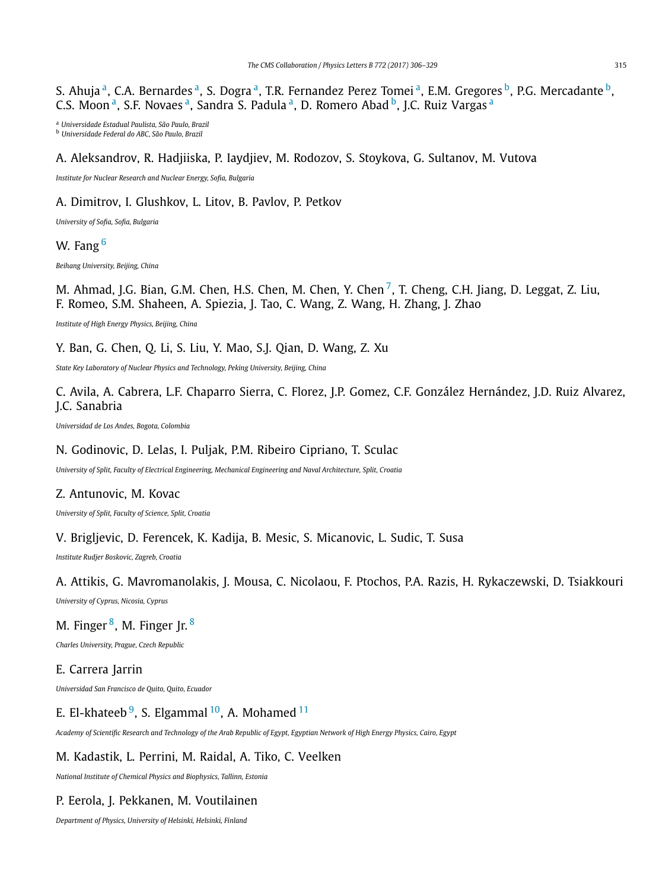S. Ahuja [a], C.A. Bernardes [a], S. Dogra [a], T.R. Fernandez Perez Tomei [a], E.M. Gregores [b], P.G. Mercadante [b], C.S. Moon [a], S.F. Novaes [a], Sandra S. Padula [a], D. Romero Abad [b], J.C. Ruiz Vargas [a]

[a] *Universidade Estadual Paulista, São Paulo, Brazil*
[b] *Universidade Federal do ABC, São Paulo, Brazil*

A. Aleksandrov, R. Hadjiiska, P. Iaydjiev, M. Rodozov, S. Stoykova, G. Sultanov, M. Vutova

*Institute for Nuclear Research and Nuclear Energy, Sofia, Bulgaria*

A. Dimitrov, I. Glushkov, L. Litov, B. Pavlov, P. Petkov

*University of Sofia, Sofia, Bulgaria*

W. Fang [6]

*Beihang University, Beijing, China*

M. Ahmad, J.G. Bian, G.M. Chen, H.S. Chen, M. Chen, Y. Chen [7], T. Cheng, C.H. Jiang, D. Leggat, Z. Liu, F. Romeo, S.M. Shaheen, A. Spiezia, J. Tao, C. Wang, Z. Wang, H. Zhang, J. Zhao

*Institute of High Energy Physics, Beijing, China*

Y. Ban, G. Chen, Q. Li, S. Liu, Y. Mao, S.J. Qian, D. Wang, Z. Xu

*State Key Laboratory of Nuclear Physics and Technology, Peking University, Beijing, China*

C. Avila, A. Cabrera, L.F. Chaparro Sierra, C. Florez, J.P. Gomez, C.F. González Hernández, J.D. Ruiz Alvarez, J.C. Sanabria

*Universidad de Los Andes, Bogota, Colombia*

N. Godinovic, D. Lelas, I. Puljak, P.M. Ribeiro Cipriano, T. Sculac

*University of Split, Faculty of Electrical Engineering, Mechanical Engineering and Naval Architecture, Split, Croatia*

Z. Antunovic, M. Kovac

*University of Split, Faculty of Science, Split, Croatia*

V. Brigljevic, D. Ferencek, K. Kadija, B. Mesic, S. Micanovic, L. Sudic, T. Susa

*Institute Rudjer Boskovic, Zagreb, Croatia*

A. Attikis, G. Mavromanolakis, J. Mousa, C. Nicolaou, F. Ptochos, P.A. Razis, H. Rykaczewski, D. Tsiakkouri

*University of Cyprus, Nicosia, Cyprus*

M. Finger [8], M. Finger Jr. [8]

*Charles University, Prague, Czech Republic*

E. Carrera Jarrin

*Universidad San Francisco de Quito, Quito, Ecuador*

E. El-khateeb [9], S. Elgammal [10], A. Mohamed [11]

*Academy of Scientific Research and Technology of the Arab Republic of Egypt, Egyptian Network of High Energy Physics, Cairo, Egypt*

M. Kadastik, L. Perrini, M. Raidal, A. Tiko, C. Veelken

*National Institute of Chemical Physics and Biophysics, Tallinn, Estonia*

P. Eerola, J. Pekkanen, M. Voutilainen

*Department of Physics, University of Helsinki, Helsinki, Finland*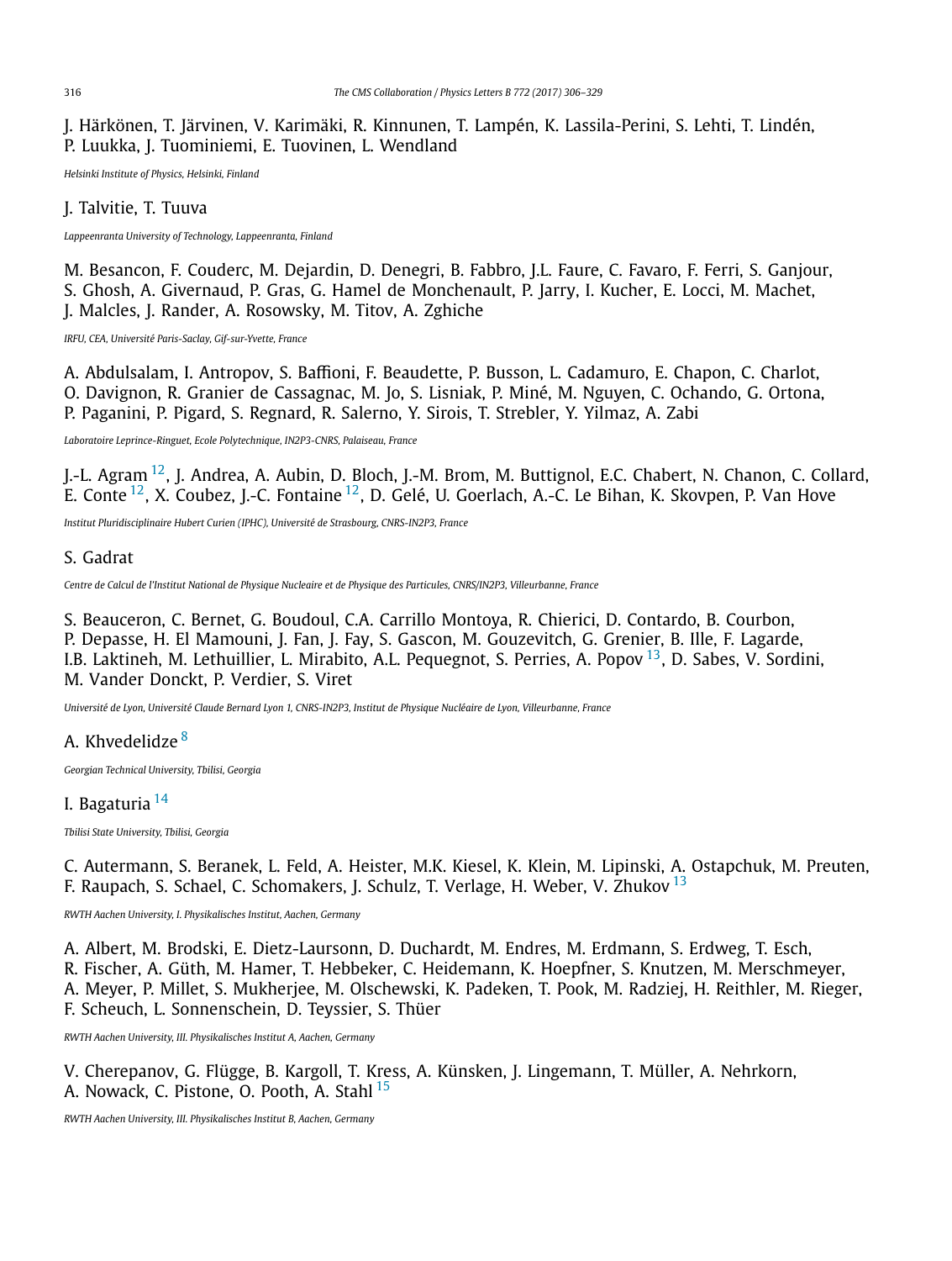J. Härkönen, T. Järvinen, V. Karimäki, R. Kinnunen, T. Lampén, K. Lassila-Perini, S. Lehti, T. Lindén, P. Luukka, J. Tuominiemi, E. Tuovinen, L. Wendland

*Helsinki Institute of Physics, Helsinki, Finland*

J. Talvitie, T. Tuuva

*Lappeenranta University of Technology, Lappeenranta, Finland*

M. Besancon, F. Couderc, M. Dejardin, D. Denegri, B. Fabbro, J.L. Faure, C. Favaro, F. Ferri, S. Ganjour, S. Ghosh, A. Givernaud, P. Gras, G. Hamel de Monchenault, P. Jarry, I. Kucher, E. Locci, M. Machet, J. Malcles, J. Rander, A. Rosowsky, M. Titov, A. Zghiche

*IRFU, CEA, Université Paris-Saclay, Gif-sur-Yvette, France*

A. Abdulsalam, I. Antropov, S. Baffioni, F. Beaudette, P. Busson, L. Cadamuro, E. Chapon, C. Charlot, O. Davignon, R. Granier de Cassagnac, M. Jo, S. Lisniak, P. Miné, M. Nguyen, C. Ochando, G. Ortona, P. Paganini, P. Pigard, S. Regnard, R. Salerno, Y. Sirois, T. Strebler, Y. Yilmaz, A. Zabi

*Laboratoire Leprince-Ringuet, Ecole Polytechnique, IN2P3-CNRS, Palaiseau, France*

J.-L. Agram [12], J. Andrea, A. Aubin, D. Bloch, J.-M. Brom, M. Buttignol, E.C. Chabert, N. Chanon, C. Collard, E. Conte [12], X. Coubez, J.-C. Fontaine [12], D. Gelé, U. Goerlach, A.-C. Le Bihan, K. Skovpen, P. Van Hove

*Institut Pluridisciplinaire Hubert Curien (IPHC), Université de Strasbourg, CNRS-IN2P3, France*

S. Gadrat

*Centre de Calcul de l'Institut National de Physique Nucleaire et de Physique des Particules, CNRS/IN2P3, Villeurbanne, France*

S. Beauceron, C. Bernet, G. Boudoul, C.A. Carrillo Montoya, R. Chierici, D. Contardo, B. Courbon, P. Depasse, H. El Mamouni, J. Fan, J. Fay, S. Gascon, M. Gouzevitch, G. Grenier, B. Ille, F. Lagarde, I.B. Laktineh, M. Lethuillier, L. Mirabito, A.L. Pequegnot, S. Perries, A. Popov [13], D. Sabes, V. Sordini, M. Vander Donckt, P. Verdier, S. Viret

*Université de Lyon, Université Claude Bernard Lyon 1, CNRS-IN2P3, Institut de Physique Nucléaire de Lyon, Villeurbanne, France*

A. Khvedelidze [8]

*Georgian Technical University, Tbilisi, Georgia*

I. Bagaturia [14]

*Tbilisi State University, Tbilisi, Georgia*

C. Autermann, S. Beranek, L. Feld, A. Heister, M.K. Kiesel, K. Klein, M. Lipinski, A. Ostapchuk, M. Preuten, F. Raupach, S. Schael, C. Schomakers, J. Schulz, T. Verlage, H. Weber, V. Zhukov [13]

*RWTH Aachen University, I. Physikalisches Institut, Aachen, Germany*

A. Albert, M. Brodski, E. Dietz-Laursonn, D. Duchardt, M. Endres, M. Erdmann, S. Erdweg, T. Esch, R. Fischer, A. Güth, M. Hamer, T. Hebbeker, C. Heidemann, K. Hoepfner, S. Knutzen, M. Merschmeyer, A. Meyer, P. Millet, S. Mukherjee, M. Olschewski, K. Padeken, T. Pook, M. Radziej, H. Reithler, M. Rieger, F. Scheuch, L. Sonnenschein, D. Teyssier, S. Thüer

*RWTH Aachen University, III. Physikalisches Institut A, Aachen, Germany*

V. Cherepanov, G. Flügge, B. Kargoll, T. Kress, A. Künsken, J. Lingemann, T. Müller, A. Nehrkorn, A. Nowack, C. Pistone, O. Pooth, A. Stahl [15]

*RWTH Aachen University, III. Physikalisches Institut B, Aachen, Germany*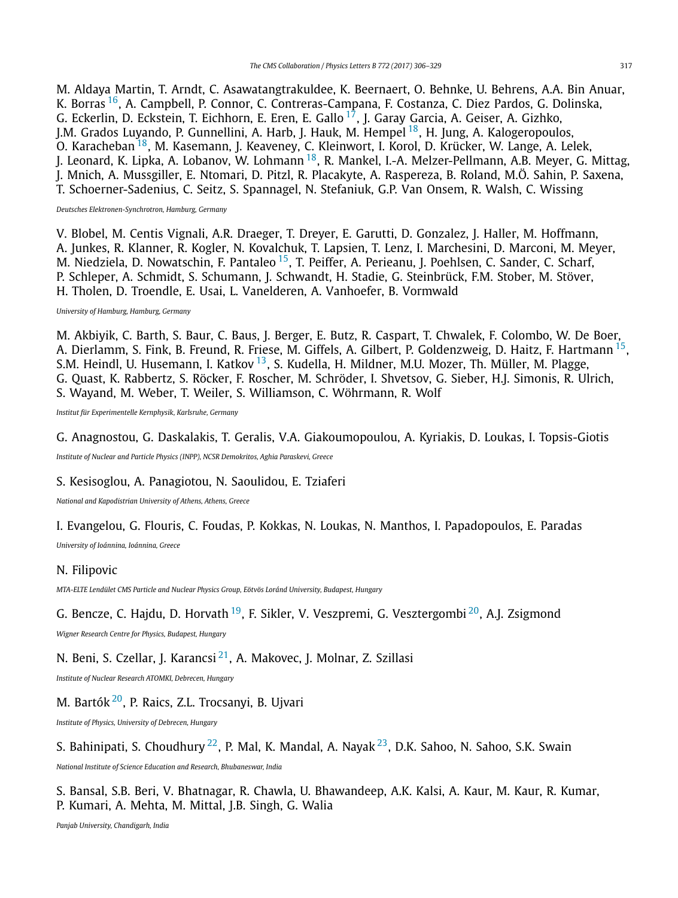M. Aldaya Martin, T. Arndt, C. Asawatangtrakuldee, K. Beernaert, O. Behnke, U. Behrens, A.A. Bin Anuar, K. Borras [16], A. Campbell, P. Connor, C. Contreras-Campana, F. Costanza, C. Diez Pardos, G. Dolinska, G. Eckerlin, D. Eckstein, T. Eichhorn, E. Eren, E. Gallo [17], J. Garay Garcia, A. Geiser, A. Gizhko, J.M. Grados Luyando, P. Gunnellini, A. Harb, J. Hauk, M. Hempel [18], H. Jung, A. Kalogeropoulos, O. Karacheban [18], M. Kasemann, J. Keaveney, C. Kleinwort, I. Korol, D. Krücker, W. Lange, A. Lelek, J. Leonard, K. Lipka, A. Lobanov, W. Lohmann [18], R. Mankel, I.-A. Melzer-Pellmann, A.B. Meyer, G. Mittag, J. Mnich, A. Mussgiller, E. Ntomari, D. Pitzl, R. Placakyte, A. Raspereza, B. Roland, M.Ö. Sahin, P. Saxena, T. Schoerner-Sadenius, C. Seitz, S. Spannagel, N. Stefaniuk, G.P. Van Onsem, R. Walsh, C. Wissing

*Deutsches Elektronen-Synchrotron, Hamburg, Germany*

V. Blobel, M. Centis Vignali, A.R. Draeger, T. Dreyer, E. Garutti, D. Gonzalez, J. Haller, M. Hoffmann, A. Junkes, R. Klanner, R. Kogler, N. Kovalchuk, T. Lapsien, T. Lenz, I. Marchesini, D. Marconi, M. Meyer, M. Niedziela, D. Nowatschin, F. Pantaleo [15], T. Peiffer, A. Perieanu, J. Poehlsen, C. Sander, C. Scharf, P. Schleper, A. Schmidt, S. Schumann, J. Schwandt, H. Stadie, G. Steinbrück, F.M. Stober, M. Stöver, H. Tholen, D. Troendle, E. Usai, L. Vanelderen, A. Vanhoefer, B. Vormwald

*University of Hamburg, Hamburg, Germany*

M. Akbiyik, C. Barth, S. Baur, C. Baus, J. Berger, E. Butz, R. Caspart, T. Chwalek, F. Colombo, W. De Boer, A. Dierlamm, S. Fink, B. Freund, R. Friese, M. Giffels, A. Gilbert, P. Goldenzweig, D. Haitz, F. Hartmann [15], S.M. Heindl, U. Husemann, I. Katkov [13], S. Kudella, H. Mildner, M.U. Mozer, Th. Müller, M. Plagge, G. Quast, K. Rabbertz, S. Röcker, F. Roscher, M. Schröder, I. Shvetsov, G. Sieber, H.J. Simonis, R. Ulrich, S. Wayand, M. Weber, T. Weiler, S. Williamson, C. Wöhrmann, R. Wolf

*Institut für Experimentelle Kernphysik, Karlsruhe, Germany*

G. Anagnostou, G. Daskalakis, T. Geralis, V.A. Giakoumopoulou, A. Kyriakis, D. Loukas, I. Topsis-Giotis

*Institute of Nuclear and Particle Physics (INPP), NCSR Demokritos, Aghia Paraskevi, Greece*

S. Kesisoglou, A. Panagiotou, N. Saoulidou, E. Tziaferi

*National and Kapodistrian University of Athens, Athens, Greece*

I. Evangelou, G. Flouris, C. Foudas, P. Kokkas, N. Loukas, N. Manthos, I. Papadopoulos, E. Paradas

*University of Ioánnina, Ioánnina, Greece*

N. Filipovic

*MTA-ELTE Lendület CMS Particle and Nuclear Physics Group, Eötvös Loránd University, Budapest, Hungary*

G. Bencze, C. Hajdu, D. Horvath [19], F. Sikler, V. Veszpremi, G. Vesztergombi [20], A.J. Zsigmond

*Wigner Research Centre for Physics, Budapest, Hungary*

N. Beni, S. Czellar, J. Karancsi [21], A. Makovec, J. Molnar, Z. Szillasi

*Institute of Nuclear Research ATOMKI, Debrecen, Hungary*

M. Bartók [20], P. Raics, Z.L. Trocsanyi, B. Ujvari

*Institute of Physics, University of Debrecen, Hungary*

S. Bahinipati, S. Choudhury [22], P. Mal, K. Mandal, A. Nayak [23], D.K. Sahoo, N. Sahoo, S.K. Swain

*National Institute of Science Education and Research, Bhubaneswar, India*

S. Bansal, S.B. Beri, V. Bhatnagar, R. Chawla, U. Bhawandeep, A.K. Kalsi, A. Kaur, M. Kaur, R. Kumar, P. Kumari, A. Mehta, M. Mittal, J.B. Singh, G. Walia

*Panjab University, Chandigarh, India*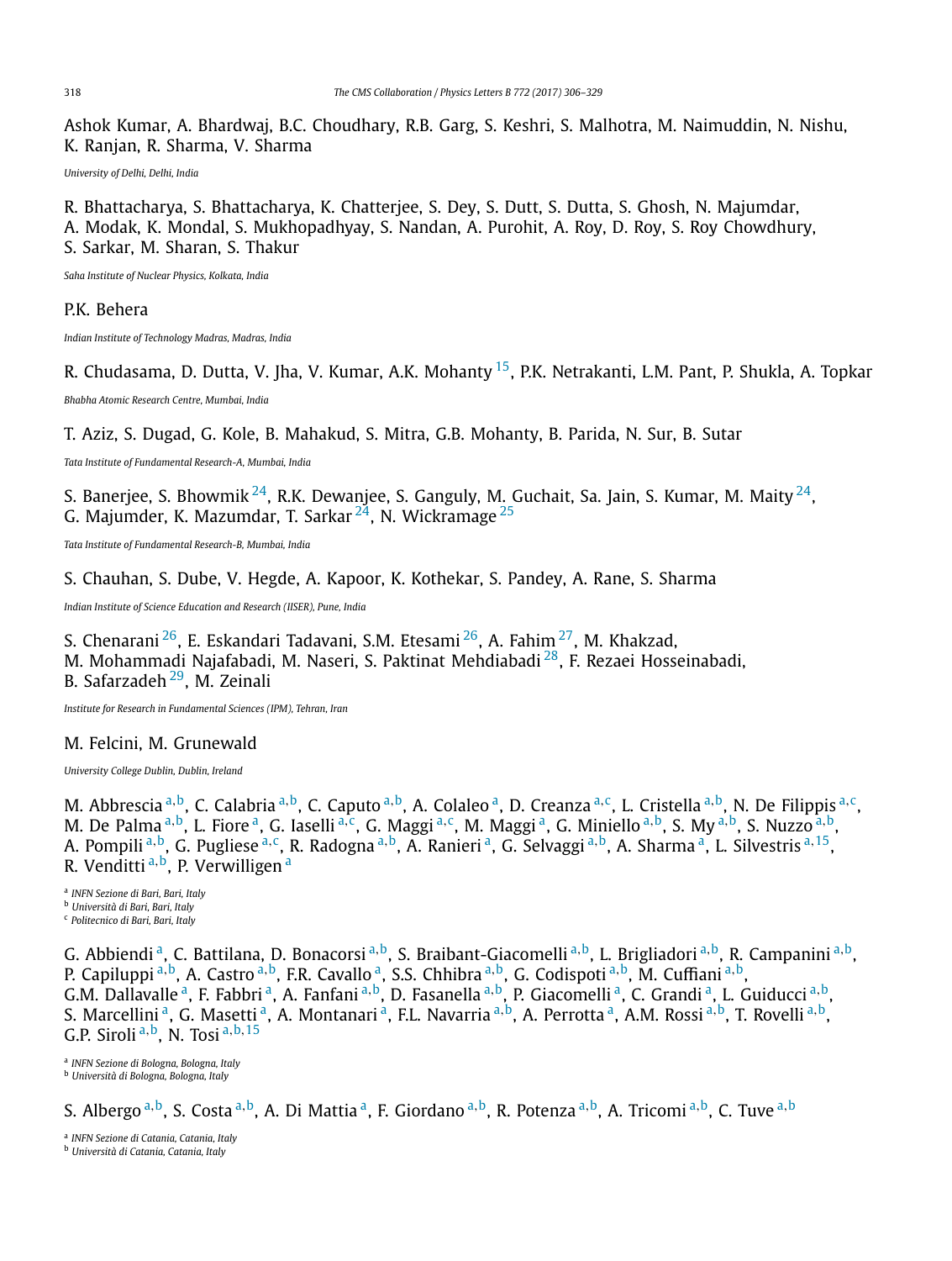Ashok Kumar, A. Bhardwaj, B.C. Choudhary, R.B. Garg, S. Keshri, S. Malhotra, M. Naimuddin, N. Nishu, K. Ranjan, R. Sharma, V. Sharma

*University of Delhi, Delhi, India*

R. Bhattacharya, S. Bhattacharya, K. Chatterjee, S. Dey, S. Dutt, S. Dutta, S. Ghosh, N. Majumdar, A. Modak, K. Mondal, S. Mukhopadhyay, S. Nandan, A. Purohit, A. Roy, D. Roy, S. Roy Chowdhury, S. Sarkar, M. Sharan, S. Thakur

*Saha Institute of Nuclear Physics, Kolkata, India*

P.K. Behera

*Indian Institute of Technology Madras, Madras, India*

R. Chudasama, D. Dutta, V. Jha, V. Kumar, A.K. Mohanty [15], P.K. Netrakanti, L.M. Pant, P. Shukla, A. Topkar

*Bhabha Atomic Research Centre, Mumbai, India*

T. Aziz, S. Dugad, G. Kole, B. Mahakud, S. Mitra, G.B. Mohanty, B. Parida, N. Sur, B. Sutar

*Tata Institute of Fundamental Research-A, Mumbai, India*

S. Banerjee, S. Bhowmik [24], R.K. Dewanjee, S. Ganguly, M. Guchait, Sa. Jain, S. Kumar, M. Maity [24], G. Majumder, K. Mazumdar, T. Sarkar [24], N. Wickramage [25]

*Tata Institute of Fundamental Research-B, Mumbai, India*

S. Chauhan, S. Dube, V. Hegde, A. Kapoor, K. Kothekar, S. Pandey, A. Rane, S. Sharma

*Indian Institute of Science Education and Research (IISER), Pune, India*

S. Chenarani [26], E. Eskandari Tadavani, S.M. Etesami [26], A. Fahim [27], M. Khakzad, M. Mohammadi Najafabadi, M. Naseri, S. Paktinat Mehdiabadi [28], F. Rezaei Hosseinabadi, B. Safarzadeh [29], M. Zeinali

*Institute for Research in Fundamental Sciences (IPM), Tehran, Iran*

M. Felcini, M. Grunewald

*University College Dublin, Dublin, Ireland*

M. Abbrescia [a,b], C. Calabria [a,b], C. Caputo [a,b], A. Colaleo [a], D. Creanza [a,c], L. Cristella [a,b], N. De Filippis [a,c], M. De Palma [a,b], L. Fiore [a], G. Iaselli [a,c], G. Maggi [a,c], M. Maggi [a], G. Miniello [a,b], S. My [a,b], S. Nuzzo [a,b], A. Pompili [a,b], G. Pugliese [a,c], R. Radogna [a,b], A. Ranieri [a], G. Selvaggi [a,b], A. Sharma [a], L. Silvestris [a,15], R. Venditti [a,b], P. Verwilligen [a]

[a] *INFN Sezione di Bari, Bari, Italy*
[b] *Università di Bari, Bari, Italy*
[c] *Politecnico di Bari, Bari, Italy*

G. Abbiendi [a], C. Battilana, D. Bonacorsi [a,b], S. Braibant-Giacomelli [a,b], L. Brigliadori [a,b], R. Campanini [a,b], P. Capiluppi [a,b], A. Castro [a,b], F.R. Cavallo [a], S.S. Chhibra [a,b], G. Codispoti [a,b], M. Cuffiani [a,b], G.M. Dallavalle [a], F. Fabbri [a], A. Fanfani [a,b], D. Fasanella [a,b], P. Giacomelli [a], C. Grandi [a], L. Guiducci [a,b], S. Marcellini [a], G. Masetti [a], A. Montanari [a], F.L. Navarria [a,b], A. Perrotta [a], A.M. Rossi [a,b], T. Rovelli [a,b], G.P. Siroli [a,b], N. Tosi [a,b,15]

[a] *INFN Sezione di Bologna, Bologna, Italy*
[b] *Università di Bologna, Bologna, Italy*

S. Albergo [a,b], S. Costa [a,b], A. Di Mattia [a], F. Giordano [a,b], R. Potenza [a,b], A. Tricomi [a,b], C. Tuve [a,b]

[a] *INFN Sezione di Catania, Catania, Italy*
[b] *Università di Catania, Catania, Italy*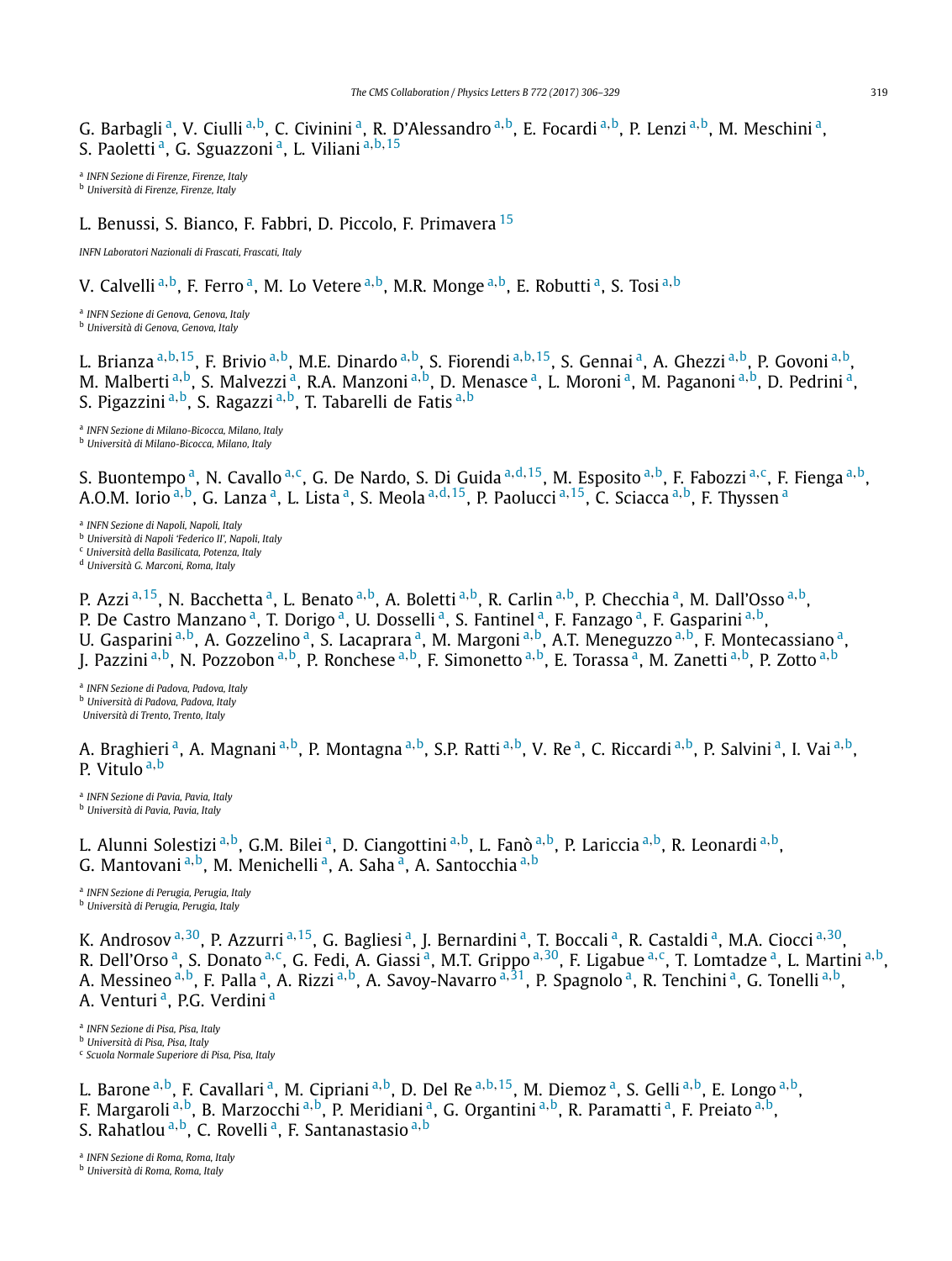G. Barbagli [a], V. Ciulli [a,b], C. Civinini [a], R. D'Alessandro [a,b], E. Focardi [a,b], P. Lenzi [a,b], M. Meschini [a], S. Paoletti [a], G. Sguazzoni [a], L. Viliani [a,b,15]

[a] *INFN Sezione di Firenze, Firenze, Italy*
[b] *Università di Firenze, Firenze, Italy*

L. Benussi, S. Bianco, F. Fabbri, D. Piccolo, F. Primavera [15]

*INFN Laboratori Nazionali di Frascati, Frascati, Italy*

V. Calvelli [a,b], F. Ferro [a], M. Lo Vetere [a,b], M.R. Monge [a,b], E. Robutti [a], S. Tosi [a,b]

[a] *INFN Sezione di Genova, Genova, Italy*
[b] *Università di Genova, Genova, Italy*

L. Brianza [a,b,15], F. Brivio [a,b], M.E. Dinardo [a,b], S. Fiorendi [a,b,15], S. Gennai [a], A. Ghezzi [a,b], P. Govoni [a,b], M. Malberti [a,b], S. Malvezzi [a], R.A. Manzoni [a,b], D. Menasce [a], L. Moroni [a], M. Paganoni [a,b], D. Pedrini [a], S. Pigazzini [a,b], S. Ragazzi [a,b], T. Tabarelli de Fatis [a,b]

[a] *INFN Sezione di Milano-Bicocca, Milano, Italy*
[b] *Università di Milano-Bicocca, Milano, Italy*

S. Buontempo [a], N. Cavallo [a,c], G. De Nardo, S. Di Guida [a,d,15], M. Esposito [a,b], F. Fabozzi [a,c], F. Fienga [a,b], A.O.M. Iorio [a,b], G. Lanza [a], L. Lista [a], S. Meola [a,d,15], P. Paolucci [a,15], C. Sciacca [a,b], F. Thyssen [a]

[a] *INFN Sezione di Napoli, Napoli, Italy*
[b] *Università di Napoli 'Federico II', Napoli, Italy*
[c] *Università della Basilicata, Potenza, Italy*
[d] *Università G. Marconi, Roma, Italy*

P. Azzi [a,15], N. Bacchetta [a], L. Benato [a,b], A. Boletti [a,b], R. Carlin [a,b], P. Checchia [a], M. Dall'Osso [a,b], P. De Castro Manzano [a], T. Dorigo [a], U. Dosselli [a], S. Fantinel [a], F. Fanzago [a], F. Gasparini [a,b], U. Gasparini [a,b], A. Gozzelino [a], S. Lacaprara [a], M. Margoni [a,b], A.T. Meneguzzo [a,b], F. Montecassiano [a], J. Pazzini [a,b], N. Pozzobon [a,b], P. Ronchese [a,b], F. Simonetto [a,b], E. Torassa [a], M. Zanetti [a,b], P. Zotto [a,b]

[a] *INFN Sezione di Padova, Padova, Italy*
[b] *Università di Padova, Padova, Italy*
*Università di Trento, Trento, Italy*

A. Braghieri [a], A. Magnani [a,b], P. Montagna [a,b], S.P. Ratti [a,b], V. Re [a], C. Riccardi [a,b], P. Salvini [a], I. Vai [a,b], P. Vitulo [a,b]

[a] *INFN Sezione di Pavia, Pavia, Italy*
[b] *Università di Pavia, Pavia, Italy*

L. Alunni Solestizi [a,b], G.M. Bilei [a], D. Ciangottini [a,b], L. Fanò [a,b], P. Lariccia [a,b], R. Leonardi [a,b], G. Mantovani [a,b], M. Menichelli [a], A. Saha [a], A. Santocchia [a,b]

[a] *INFN Sezione di Perugia, Perugia, Italy*
[b] *Università di Perugia, Perugia, Italy*

K. Androsov [a,30], P. Azzurri [a,15], G. Bagliesi [a], J. Bernardini [a], T. Boccali [a], R. Castaldi [a], M.A. Ciocci [a,30], R. Dell'Orso [a], S. Donato [a,c], G. Fedi, A. Giassi [a], M.T. Grippo [a,30], F. Ligabue [a,c], T. Lomtadze [a], L. Martini [a,b], A. Messineo [a,b], F. Palla [a], A. Rizzi [a,b], A. Savoy-Navarro [a,31], P. Spagnolo [a], R. Tenchini [a], G. Tonelli [a,b], A. Venturi [a], P.G. Verdini [a]

[a] *INFN Sezione di Pisa, Pisa, Italy*
[b] *Università di Pisa, Pisa, Italy*
[c] *Scuola Normale Superiore di Pisa, Pisa, Italy*

L. Barone [a,b], F. Cavallari [a], M. Cipriani [a,b], D. Del Re [a,b,15], M. Diemoz [a], S. Gelli [a,b], E. Longo [a,b], F. Margaroli [a,b], B. Marzocchi [a,b], P. Meridiani [a], G. Organtini [a,b], R. Paramatti [a], F. Preiato [a,b], S. Rahatlou [a,b], C. Rovelli [a], F. Santanastasio [a,b]

[a] *INFN Sezione di Roma, Roma, Italy*
[b] *Università di Roma, Roma, Italy*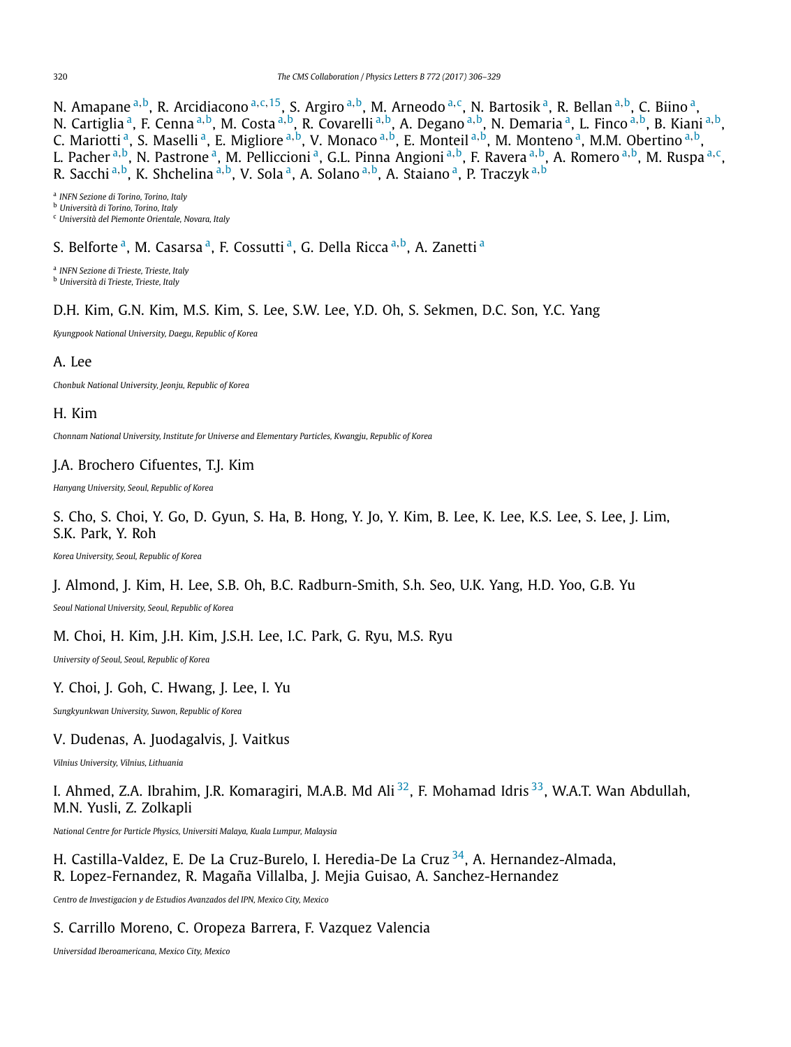N. Amapane [a,b], R. Arcidiacono [a,c,15], S. Argiro [a,b], M. Arneodo [a,c], N. Bartosik [a], R. Bellan [a,b], C. Biino [a], N. Cartiglia [a], F. Cenna [a,b], M. Costa [a,b], R. Covarelli [a,b], A. Degano [a,b], N. Demaria [a], L. Finco [a,b], B. Kiani [a,b], C. Mariotti [a], S. Maselli [a], E. Migliore [a,b], V. Monaco [a,b], E. Monteil [a,b], M. Monteno [a], M.M. Obertino [a,b], L. Pacher [a,b], N. Pastrone [a], M. Pelliccioni [a], G.L. Pinna Angioni [a,b], F. Ravera [a,b], A. Romero [a,b], M. Ruspa [a,c], R. Sacchi [a,b], K. Shchelina [a,b], V. Sola [a], A. Solano [a,b], A. Staiano [a], P. Traczyk [a,b]

[a] *INFN Sezione di Torino, Torino, Italy*
[b] *Università di Torino, Torino, Italy*
[c] *Università del Piemonte Orientale, Novara, Italy*

S. Belforte [a], M. Casarsa [a], F. Cossutti [a], G. Della Ricca [a,b], A. Zanetti [a]

[a] *INFN Sezione di Trieste, Trieste, Italy*
[b] *Università di Trieste, Trieste, Italy*

D.H. Kim, G.N. Kim, M.S. Kim, S. Lee, S.W. Lee, Y.D. Oh, S. Sekmen, D.C. Son, Y.C. Yang

*Kyungpook National University, Daegu, Republic of Korea*

A. Lee

*Chonbuk National University, Jeonju, Republic of Korea*

H. Kim

*Chonnam National University, Institute for Universe and Elementary Particles, Kwangju, Republic of Korea*

J.A. Brochero Cifuentes, T.J. Kim

*Hanyang University, Seoul, Republic of Korea*

S. Cho, S. Choi, Y. Go, D. Gyun, S. Ha, B. Hong, Y. Jo, Y. Kim, B. Lee, K. Lee, K.S. Lee, S. Lee, J. Lim, S.K. Park, Y. Roh

*Korea University, Seoul, Republic of Korea*

J. Almond, J. Kim, H. Lee, S.B. Oh, B.C. Radburn-Smith, S.h. Seo, U.K. Yang, H.D. Yoo, G.B. Yu

*Seoul National University, Seoul, Republic of Korea*

M. Choi, H. Kim, J.H. Kim, J.S.H. Lee, I.C. Park, G. Ryu, M.S. Ryu

*University of Seoul, Seoul, Republic of Korea*

Y. Choi, J. Goh, C. Hwang, J. Lee, I. Yu

*Sungkyunkwan University, Suwon, Republic of Korea*

V. Dudenas, A. Juodagalvis, J. Vaitkus

*Vilnius University, Vilnius, Lithuania*

I. Ahmed, Z.A. Ibrahim, J.R. Komaragiri, M.A.B. Md Ali [32], F. Mohamad Idris [33], W.A.T. Wan Abdullah, M.N. Yusli, Z. Zolkapli

*National Centre for Particle Physics, Universiti Malaya, Kuala Lumpur, Malaysia*

H. Castilla-Valdez, E. De La Cruz-Burelo, I. Heredia-De La Cruz [34], A. Hernandez-Almada, R. Lopez-Fernandez, R. Magaña Villalba, J. Mejia Guisao, A. Sanchez-Hernandez

*Centro de Investigacion y de Estudios Avanzados del IPN, Mexico City, Mexico*

S. Carrillo Moreno, C. Oropeza Barrera, F. Vazquez Valencia

*Universidad Iberoamericana, Mexico City, Mexico*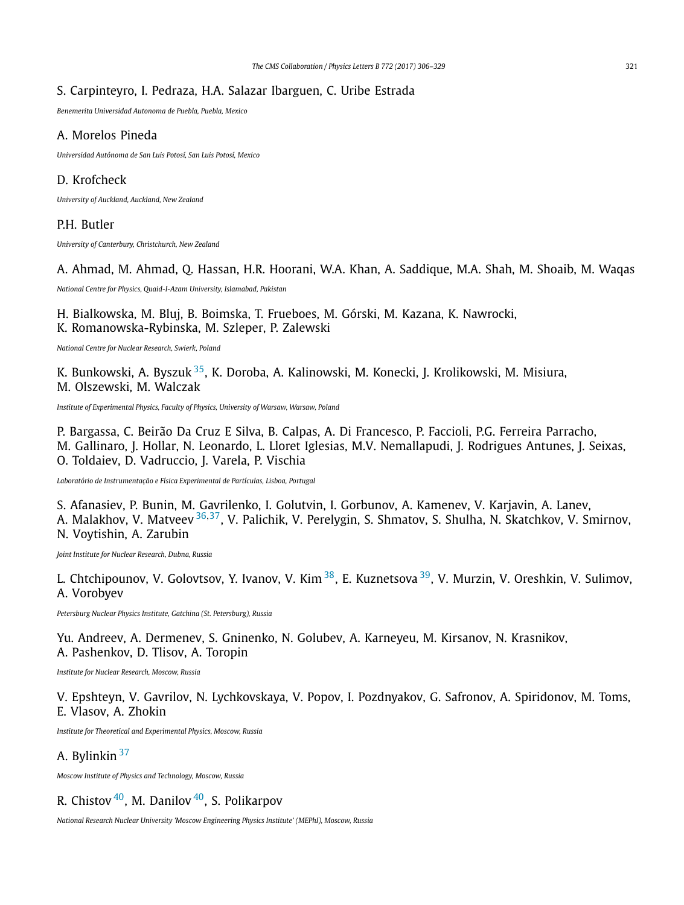S. Carpinteyro, I. Pedraza, H.A. Salazar Ibarguen, C. Uribe Estrada

*Benemerita Universidad Autonoma de Puebla, Puebla, Mexico*

A. Morelos Pineda

*Universidad Autónoma de San Luis Potosí, San Luis Potosí, Mexico*

D. Krofcheck

*University of Auckland, Auckland, New Zealand*

P.H. Butler

*University of Canterbury, Christchurch, New Zealand*

A. Ahmad, M. Ahmad, Q. Hassan, H.R. Hoorani, W.A. Khan, A. Saddique, M.A. Shah, M. Shoaib, M. Waqas

*National Centre for Physics, Quaid-I-Azam University, Islamabad, Pakistan*

H. Bialkowska, M. Bluj, B. Boimska, T. Frueboes, M. Górski, M. Kazana, K. Nawrocki, K. Romanowska-Rybinska, M. Szleper, P. Zalewski

*National Centre for Nuclear Research, Swierk, Poland*

K. Bunkowski, A. Byszuk [35], K. Doroba, A. Kalinowski, M. Konecki, J. Krolikowski, M. Misiura, M. Olszewski, M. Walczak

*Institute of Experimental Physics, Faculty of Physics, University of Warsaw, Warsaw, Poland*

P. Bargassa, C. Beirão Da Cruz E Silva, B. Calpas, A. Di Francesco, P. Faccioli, P.G. Ferreira Parracho, M. Gallinaro, J. Hollar, N. Leonardo, L. Lloret Iglesias, M.V. Nemallapudi, J. Rodrigues Antunes, J. Seixas, O. Toldaiev, D. Vadruccio, J. Varela, P. Vischia

*Laboratório de Instrumentação e Física Experimental de Partículas, Lisboa, Portugal*

S. Afanasiev, P. Bunin, M. Gavrilenko, I. Golutvin, I. Gorbunov, A. Kamenev, V. Karjavin, A. Lanev, A. Malakhov, V. Matveev [36,37], V. Palichik, V. Perelygin, S. Shmatov, S. Shulha, N. Skatchkov, V. Smirnov, N. Voytishin, A. Zarubin

*Joint Institute for Nuclear Research, Dubna, Russia*

L. Chtchipounov, V. Golovtsov, Y. Ivanov, V. Kim [38], E. Kuznetsova [39], V. Murzin, V. Oreshkin, V. Sulimov, A. Vorobyev

*Petersburg Nuclear Physics Institute, Gatchina (St. Petersburg), Russia*

Yu. Andreev, A. Dermenev, S. Gninenko, N. Golubev, A. Karneyeu, M. Kirsanov, N. Krasnikov, A. Pashenkov, D. Tlisov, A. Toropin

*Institute for Nuclear Research, Moscow, Russia*

V. Epshteyn, V. Gavrilov, N. Lychkovskaya, V. Popov, I. Pozdnyakov, G. Safronov, A. Spiridonov, M. Toms, E. Vlasov, A. Zhokin

*Institute for Theoretical and Experimental Physics, Moscow, Russia*

A. Bylinkin [37]

*Moscow Institute of Physics and Technology, Moscow, Russia*

R. Chistov [40], M. Danilov [40], S. Polikarpov

*National Research Nuclear University 'Moscow Engineering Physics Institute' (MEPhI), Moscow, Russia*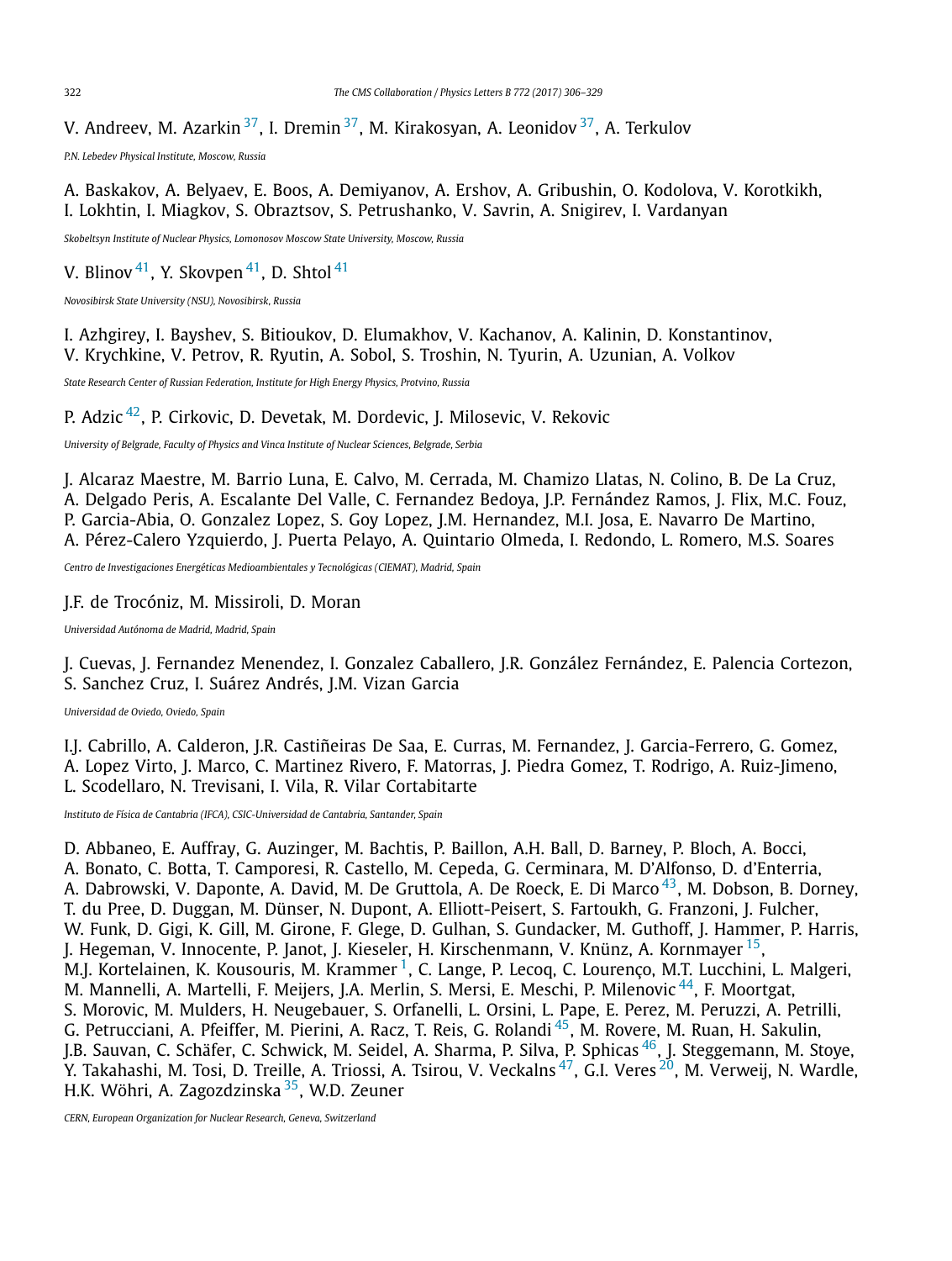V. Andreev, M. Azarkin [37], I. Dremin [37], M. Kirakosyan, A. Leonidov [37], A. Terkulov

*P.N. Lebedev Physical Institute, Moscow, Russia*

A. Baskakov, A. Belyaev, E. Boos, A. Demiyanov, A. Ershov, A. Gribushin, O. Kodolova, V. Korotkikh, I. Lokhtin, I. Miagkov, S. Obraztsov, S. Petrushanko, V. Savrin, A. Snigirev, I. Vardanyan

*Skobeltsyn Institute of Nuclear Physics, Lomonosov Moscow State University, Moscow, Russia*

V. Blinov [41], Y. Skovpen [41], D. Shtol [41]

*Novosibirsk State University (NSU), Novosibirsk, Russia*

I. Azhgirey, I. Bayshev, S. Bitioukov, D. Elumakhov, V. Kachanov, A. Kalinin, D. Konstantinov, V. Krychkine, V. Petrov, R. Ryutin, A. Sobol, S. Troshin, N. Tyurin, A. Uzunian, A. Volkov

*State Research Center of Russian Federation, Institute for High Energy Physics, Protvino, Russia*

P. Adzic [42], P. Cirkovic, D. Devetak, M. Dordevic, J. Milosevic, V. Rekovic

*University of Belgrade, Faculty of Physics and Vinca Institute of Nuclear Sciences, Belgrade, Serbia*

J. Alcaraz Maestre, M. Barrio Luna, E. Calvo, M. Cerrada, M. Chamizo Llatas, N. Colino, B. De La Cruz, A. Delgado Peris, A. Escalante Del Valle, C. Fernandez Bedoya, J.P. Fernández Ramos, J. Flix, M.C. Fouz, P. Garcia-Abia, O. Gonzalez Lopez, S. Goy Lopez, J.M. Hernandez, M.I. Josa, E. Navarro De Martino, A. Pérez-Calero Yzquierdo, J. Puerta Pelayo, A. Quintario Olmeda, I. Redondo, L. Romero, M.S. Soares

*Centro de Investigaciones Energéticas Medioambientales y Tecnológicas (CIEMAT), Madrid, Spain*

J.F. de Trocóniz, M. Missiroli, D. Moran

*Universidad Autónoma de Madrid, Madrid, Spain*

J. Cuevas, J. Fernandez Menendez, I. Gonzalez Caballero, J.R. González Fernández, E. Palencia Cortezon, S. Sanchez Cruz, I. Suárez Andrés, J.M. Vizan Garcia

*Universidad de Oviedo, Oviedo, Spain*

I.J. Cabrillo, A. Calderon, J.R. Castiñeiras De Saa, E. Curras, M. Fernandez, J. Garcia-Ferrero, G. Gomez, A. Lopez Virto, J. Marco, C. Martinez Rivero, F. Matorras, J. Piedra Gomez, T. Rodrigo, A. Ruiz-Jimeno, L. Scodellaro, N. Trevisani, I. Vila, R. Vilar Cortabitarte

*Instituto de Física de Cantabria (IFCA), CSIC-Universidad de Cantabria, Santander, Spain*

D. Abbaneo, E. Auffray, G. Auzinger, M. Bachtis, P. Baillon, A.H. Ball, D. Barney, P. Bloch, A. Bocci, A. Bonato, C. Botta, T. Camporesi, R. Castello, M. Cepeda, G. Cerminara, M. D'Alfonso, D. d'Enterria, A. Dabrowski, V. Daponte, A. David, M. De Gruttola, A. De Roeck, E. Di Marco [43], M. Dobson, B. Dorney, T. du Pree, D. Duggan, M. Dünser, N. Dupont, A. Elliott-Peisert, S. Fartoukh, G. Franzoni, J. Fulcher, W. Funk, D. Gigi, K. Gill, M. Girone, F. Glege, D. Gulhan, S. Gundacker, M. Guthoff, J. Hammer, P. Harris, J. Hegeman, V. Innocente, P. Janot, J. Kieseler, H. Kirschenmann, V. Knünz, A. Kornmayer [15], M.J. Kortelainen, K. Kousouris, M. Krammer [1], C. Lange, P. Lecoq, C. Lourenço, M.T. Lucchini, L. Malgeri, M. Mannelli, A. Martelli, F. Meijers, J.A. Merlin, S. Mersi, E. Meschi, P. Milenovic [44], F. Moortgat, S. Morovic, M. Mulders, H. Neugebauer, S. Orfanelli, L. Orsini, L. Pape, E. Perez, M. Peruzzi, A. Petrilli, G. Petrucciani, A. Pfeiffer, M. Pierini, A. Racz, T. Reis, G. Rolandi [45], M. Rovere, M. Ruan, H. Sakulin, J.B. Sauvan, C. Schäfer, C. Schwick, M. Seidel, A. Sharma, P. Silva, P. Sphicas [46], J. Steggemann, M. Stoye, Y. Takahashi, M. Tosi, D. Treille, A. Triossi, A. Tsirou, V. Veckalns [47], G.I. Veres [20], M. Verweij, N. Wardle, H.K. Wöhri, A. Zagozdzinska [35], W.D. Zeuner

*CERN, European Organization for Nuclear Research, Geneva, Switzerland*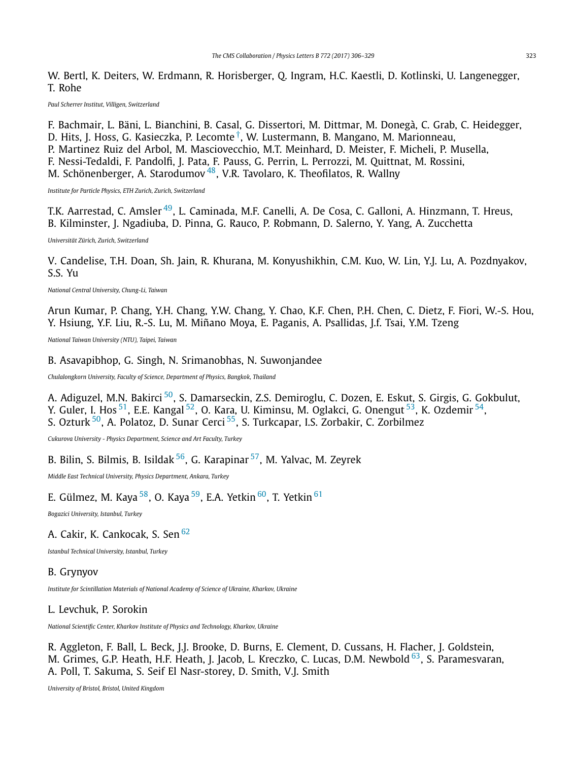W. Bertl, K. Deiters, W. Erdmann, R. Horisberger, Q. Ingram, H.C. Kaestli, D. Kotlinski, U. Langenegger, T. Rohe

*Paul Scherrer Institut, Villigen, Switzerland*

F. Bachmair, L. Bäni, L. Bianchini, B. Casal, G. Dissertori, M. Dittmar, M. Donegà, C. Grab, C. Heidegger, D. Hits, J. Hoss, G. Kasieczka, P. Lecomte[†], W. Lustermann, B. Mangano, M. Marionneau, P. Martinez Ruiz del Arbol, M. Masciovecchio, M.T. Meinhard, D. Meister, F. Micheli, P. Musella, F. Nessi-Tedaldi, F. Pandolfi, J. Pata, F. Pauss, G. Perrin, L. Perrozzi, M. Quittnat, M. Rossini, M. Schönenberger, A. Starodumov[48], V.R. Tavolaro, K. Theofilatos, R. Wallny

*Institute for Particle Physics, ETH Zurich, Zurich, Switzerland*

T.K. Aarrestad, C. Amsler[49], L. Caminada, M.F. Canelli, A. De Cosa, C. Galloni, A. Hinzmann, T. Hreus, B. Kilminster, J. Ngadiuba, D. Pinna, G. Rauco, P. Robmann, D. Salerno, Y. Yang, A. Zucchetta

*Universität Zürich, Zurich, Switzerland*

V. Candelise, T.H. Doan, Sh. Jain, R. Khurana, M. Konyushikhin, C.M. Kuo, W. Lin, Y.J. Lu, A. Pozdnyakov, S.S. Yu

*National Central University, Chung-Li, Taiwan*

Arun Kumar, P. Chang, Y.H. Chang, Y.W. Chang, Y. Chao, K.F. Chen, P.H. Chen, C. Dietz, F. Fiori, W.-S. Hou, Y. Hsiung, Y.F. Liu, R.-S. Lu, M. Miñano Moya, E. Paganis, A. Psallidas, J.f. Tsai, Y.M. Tzeng

*National Taiwan University (NTU), Taipei, Taiwan*

B. Asavapibhop, G. Singh, N. Srimanobhas, N. Suwonjandee

*Chulalongkorn University, Faculty of Science, Department of Physics, Bangkok, Thailand*

A. Adiguzel, M.N. Bakirci[50], S. Damarseckin, Z.S. Demiroglu, C. Dozen, E. Eskut, S. Girgis, G. Gokbulut, Y. Guler, I. Hos[51], E.E. Kangal[52], O. Kara, U. Kiminsu, M. Oglakci, G. Onengut[53], K. Ozdemir[54], S. Ozturk[50], A. Polatoz, D. Sunar Cerci[55], S. Turkcapar, I.S. Zorbakir, C. Zorbilmez

*Cukurova University - Physics Department, Science and Art Faculty, Turkey*

B. Bilin, S. Bilmis, B. Isildak[56], G. Karapinar[57], M. Yalvac, M. Zeyrek

*Middle East Technical University, Physics Department, Ankara, Turkey*

E. Gülmez, M. Kaya[58], O. Kaya[59], E.A. Yetkin[60], T. Yetkin[61]

*Bogazici University, Istanbul, Turkey*

A. Cakir, K. Cankocak, S. Sen[62]

*Istanbul Technical University, Istanbul, Turkey*

B. Grynyov

*Institute for Scintillation Materials of National Academy of Science of Ukraine, Kharkov, Ukraine*

L. Levchuk, P. Sorokin

*National Scientific Center, Kharkov Institute of Physics and Technology, Kharkov, Ukraine*

R. Aggleton, F. Ball, L. Beck, J.J. Brooke, D. Burns, E. Clement, D. Cussans, H. Flacher, J. Goldstein, M. Grimes, G.P. Heath, H.F. Heath, J. Jacob, L. Kreczko, C. Lucas, D.M. Newbold[63], S. Paramesvaran, A. Poll, T. Sakuma, S. Seif El Nasr-storey, D. Smith, V.J. Smith

*University of Bristol, Bristol, United Kingdom*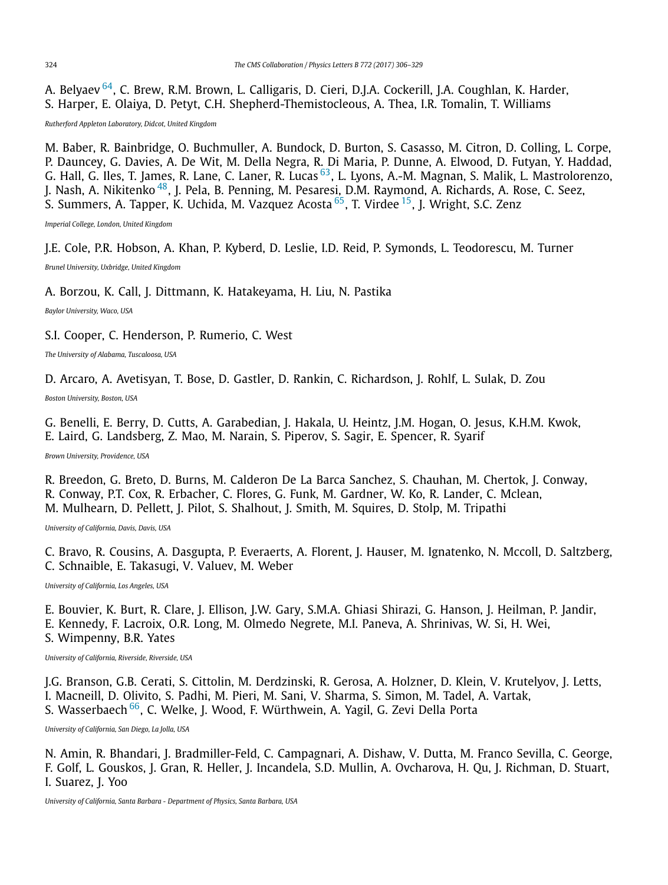A. Belyaev [64], C. Brew, R.M. Brown, L. Calligaris, D. Cieri, D.J.A. Cockerill, J.A. Coughlan, K. Harder, S. Harper, E. Olaiya, D. Petyt, C.H. Shepherd-Themistocleous, A. Thea, I.R. Tomalin, T. Williams

*Rutherford Appleton Laboratory, Didcot, United Kingdom*

M. Baber, R. Bainbridge, O. Buchmuller, A. Bundock, D. Burton, S. Casasso, M. Citron, D. Colling, L. Corpe, P. Dauncey, G. Davies, A. De Wit, M. Della Negra, R. Di Maria, P. Dunne, A. Elwood, D. Futyan, Y. Haddad, G. Hall, G. Iles, T. James, R. Lane, C. Laner, R. Lucas [63], L. Lyons, A.-M. Magnan, S. Malik, L. Mastrolorenzo, J. Nash, A. Nikitenko [48], J. Pela, B. Penning, M. Pesaresi, D.M. Raymond, A. Richards, A. Rose, C. Seez, S. Summers, A. Tapper, K. Uchida, M. Vazquez Acosta [65], T. Virdee [15], J. Wright, S.C. Zenz

*Imperial College, London, United Kingdom*

J.E. Cole, P.R. Hobson, A. Khan, P. Kyberd, D. Leslie, I.D. Reid, P. Symonds, L. Teodorescu, M. Turner

*Brunel University, Uxbridge, United Kingdom*

A. Borzou, K. Call, J. Dittmann, K. Hatakeyama, H. Liu, N. Pastika

*Baylor University, Waco, USA*

S.I. Cooper, C. Henderson, P. Rumerio, C. West

*The University of Alabama, Tuscaloosa, USA*

D. Arcaro, A. Avetisyan, T. Bose, D. Gastler, D. Rankin, C. Richardson, J. Rohlf, L. Sulak, D. Zou

*Boston University, Boston, USA*

G. Benelli, E. Berry, D. Cutts, A. Garabedian, J. Hakala, U. Heintz, J.M. Hogan, O. Jesus, K.H.M. Kwok, E. Laird, G. Landsberg, Z. Mao, M. Narain, S. Piperov, S. Sagir, E. Spencer, R. Syarif

*Brown University, Providence, USA*

R. Breedon, G. Breto, D. Burns, M. Calderon De La Barca Sanchez, S. Chauhan, M. Chertok, J. Conway, R. Conway, P.T. Cox, R. Erbacher, C. Flores, G. Funk, M. Gardner, W. Ko, R. Lander, C. Mclean, M. Mulhearn, D. Pellett, J. Pilot, S. Shalhout, J. Smith, M. Squires, D. Stolp, M. Tripathi

*University of California, Davis, Davis, USA*

C. Bravo, R. Cousins, A. Dasgupta, P. Everaerts, A. Florent, J. Hauser, M. Ignatenko, N. Mccoll, D. Saltzberg, C. Schnaible, E. Takasugi, V. Valuev, M. Weber

*University of California, Los Angeles, USA*

E. Bouvier, K. Burt, R. Clare, J. Ellison, J.W. Gary, S.M.A. Ghiasi Shirazi, G. Hanson, J. Heilman, P. Jandir, E. Kennedy, F. Lacroix, O.R. Long, M. Olmedo Negrete, M.I. Paneva, A. Shrinivas, W. Si, H. Wei, S. Wimpenny, B.R. Yates

*University of California, Riverside, Riverside, USA*

J.G. Branson, G.B. Cerati, S. Cittolin, M. Derdzinski, R. Gerosa, A. Holzner, D. Klein, V. Krutelyov, J. Letts, I. Macneill, D. Olivito, S. Padhi, M. Pieri, M. Sani, V. Sharma, S. Simon, M. Tadel, A. Vartak, S. Wasserbaech [66], C. Welke, J. Wood, F. Würthwein, A. Yagil, G. Zevi Della Porta

*University of California, San Diego, La Jolla, USA*

N. Amin, R. Bhandari, J. Bradmiller-Feld, C. Campagnari, A. Dishaw, V. Dutta, M. Franco Sevilla, C. George, F. Golf, L. Gouskos, J. Gran, R. Heller, J. Incandela, S.D. Mullin, A. Ovcharova, H. Qu, J. Richman, D. Stuart, I. Suarez, J. Yoo

*University of California, Santa Barbara - Department of Physics, Santa Barbara, USA*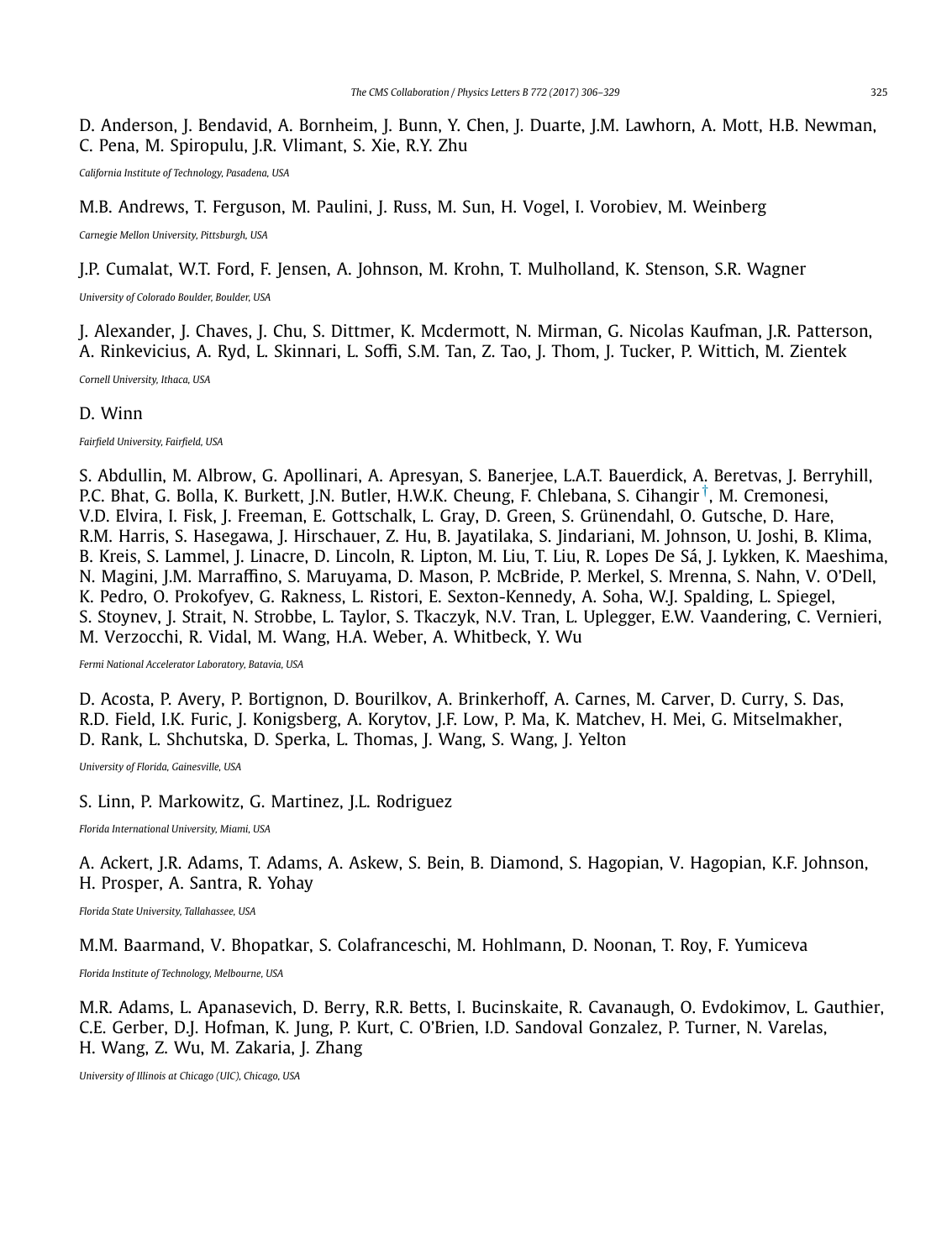D. Anderson, J. Bendavid, A. Bornheim, J. Bunn, Y. Chen, J. Duarte, J.M. Lawhorn, A. Mott, H.B. Newman, C. Pena, M. Spiropulu, J.R. Vlimant, S. Xie, R.Y. Zhu

*California Institute of Technology, Pasadena, USA*

M.B. Andrews, T. Ferguson, M. Paulini, J. Russ, M. Sun, H. Vogel, I. Vorobiev, M. Weinberg

*Carnegie Mellon University, Pittsburgh, USA*

J.P. Cumalat, W.T. Ford, F. Jensen, A. Johnson, M. Krohn, T. Mulholland, K. Stenson, S.R. Wagner

*University of Colorado Boulder, Boulder, USA*

J. Alexander, J. Chaves, J. Chu, S. Dittmer, K. Mcdermott, N. Mirman, G. Nicolas Kaufman, J.R. Patterson, A. Rinkevicius, A. Ryd, L. Skinnari, L. Soffi, S.M. Tan, Z. Tao, J. Thom, J. Tucker, P. Wittich, M. Zientek

*Cornell University, Ithaca, USA*

D. Winn

*Fairfield University, Fairfield, USA*

S. Abdullin, M. Albrow, G. Apollinari, A. Apresyan, S. Banerjee, L.A.T. Bauerdick, A. Beretvas, J. Berryhill, P.C. Bhat, G. Bolla, K. Burkett, J.N. Butler, H.W.K. Cheung, F. Chlebana, S. Cihangir[†], M. Cremonesi, V.D. Elvira, I. Fisk, J. Freeman, E. Gottschalk, L. Gray, D. Green, S. Grünendahl, O. Gutsche, D. Hare, R.M. Harris, S. Hasegawa, J. Hirschauer, Z. Hu, B. Jayatilaka, S. Jindariani, M. Johnson, U. Joshi, B. Klima, B. Kreis, S. Lammel, J. Linacre, D. Lincoln, R. Lipton, M. Liu, T. Liu, R. Lopes De Sá, J. Lykken, K. Maeshima, N. Magini, J.M. Marraffino, S. Maruyama, D. Mason, P. McBride, P. Merkel, S. Mrenna, S. Nahn, V. O'Dell, K. Pedro, O. Prokofyev, G. Rakness, L. Ristori, E. Sexton-Kennedy, A. Soha, W.J. Spalding, L. Spiegel, S. Stoynev, J. Strait, N. Strobbe, L. Taylor, S. Tkaczyk, N.V. Tran, L. Uplegger, E.W. Vaandering, C. Vernieri, M. Verzocchi, R. Vidal, M. Wang, H.A. Weber, A. Whitbeck, Y. Wu

*Fermi National Accelerator Laboratory, Batavia, USA*

D. Acosta, P. Avery, P. Bortignon, D. Bourilkov, A. Brinkerhoff, A. Carnes, M. Carver, D. Curry, S. Das, R.D. Field, I.K. Furic, J. Konigsberg, A. Korytov, J.F. Low, P. Ma, K. Matchev, H. Mei, G. Mitselmakher, D. Rank, L. Shchutska, D. Sperka, L. Thomas, J. Wang, S. Wang, J. Yelton

*University of Florida, Gainesville, USA*

S. Linn, P. Markowitz, G. Martinez, J.L. Rodriguez

*Florida International University, Miami, USA*

A. Ackert, J.R. Adams, T. Adams, A. Askew, S. Bein, B. Diamond, S. Hagopian, V. Hagopian, K.F. Johnson, H. Prosper, A. Santra, R. Yohay

*Florida State University, Tallahassee, USA*

M.M. Baarmand, V. Bhopatkar, S. Colafranceschi, M. Hohlmann, D. Noonan, T. Roy, F. Yumiceva

*Florida Institute of Technology, Melbourne, USA*

M.R. Adams, L. Apanasevich, D. Berry, R.R. Betts, I. Bucinskaite, R. Cavanaugh, O. Evdokimov, L. Gauthier, C.E. Gerber, D.J. Hofman, K. Jung, P. Kurt, C. O'Brien, I.D. Sandoval Gonzalez, P. Turner, N. Varelas, H. Wang, Z. Wu, M. Zakaria, J. Zhang

*University of Illinois at Chicago (UIC), Chicago, USA*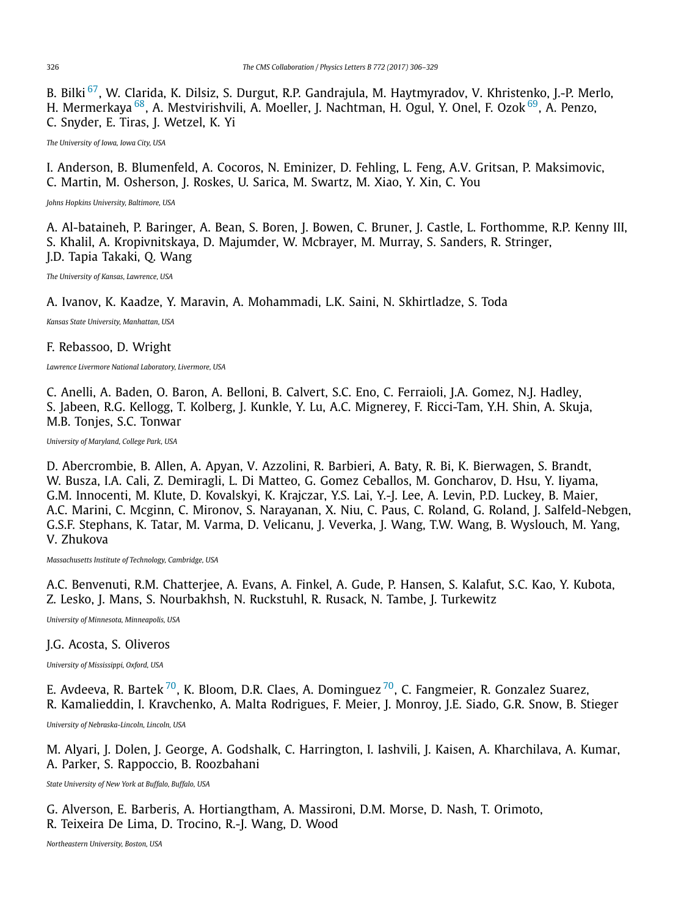B. Bilki [67], W. Clarida, K. Dilsiz, S. Durgut, R.P. Gandrajula, M. Haytmyradov, V. Khristenko, J.-P. Merlo, H. Mermerkaya [68], A. Mestvirishvili, A. Moeller, J. Nachtman, H. Ogul, Y. Onel, F. Ozok [69], A. Penzo, C. Snyder, E. Tiras, J. Wetzel, K. Yi

*The University of Iowa, Iowa City, USA*

I. Anderson, B. Blumenfeld, A. Cocoros, N. Eminizer, D. Fehling, L. Feng, A.V. Gritsan, P. Maksimovic, C. Martin, M. Osherson, J. Roskes, U. Sarica, M. Swartz, M. Xiao, Y. Xin, C. You

*Johns Hopkins University, Baltimore, USA*

A. Al-bataineh, P. Baringer, A. Bean, S. Boren, J. Bowen, C. Bruner, J. Castle, L. Forthomme, R.P. Kenny III, S. Khalil, A. Kropivnitskaya, D. Majumder, W. Mcbrayer, M. Murray, S. Sanders, R. Stringer, J.D. Tapia Takaki, Q. Wang

*The University of Kansas, Lawrence, USA*

A. Ivanov, K. Kaadze, Y. Maravin, A. Mohammadi, L.K. Saini, N. Skhirtladze, S. Toda

*Kansas State University, Manhattan, USA*

F. Rebassoo, D. Wright

*Lawrence Livermore National Laboratory, Livermore, USA*

C. Anelli, A. Baden, O. Baron, A. Belloni, B. Calvert, S.C. Eno, C. Ferraioli, J.A. Gomez, N.J. Hadley, S. Jabeen, R.G. Kellogg, T. Kolberg, J. Kunkle, Y. Lu, A.C. Mignerey, F. Ricci-Tam, Y.H. Shin, A. Skuja, M.B. Tonjes, S.C. Tonwar

*University of Maryland, College Park, USA*

D. Abercrombie, B. Allen, A. Apyan, V. Azzolini, R. Barbieri, A. Baty, R. Bi, K. Bierwagen, S. Brandt, W. Busza, I.A. Cali, Z. Demiragli, L. Di Matteo, G. Gomez Ceballos, M. Goncharov, D. Hsu, Y. Iiyama, G.M. Innocenti, M. Klute, D. Kovalskyi, K. Krajczar, Y.S. Lai, Y.-J. Lee, A. Levin, P.D. Luckey, B. Maier, A.C. Marini, C. Mcginn, C. Mironov, S. Narayanan, X. Niu, C. Paus, C. Roland, G. Roland, J. Salfeld-Nebgen, G.S.F. Stephans, K. Tatar, M. Varma, D. Velicanu, J. Veverka, J. Wang, T.W. Wang, B. Wyslouch, M. Yang, V. Zhukova

*Massachusetts Institute of Technology, Cambridge, USA*

A.C. Benvenuti, R.M. Chatterjee, A. Evans, A. Finkel, A. Gude, P. Hansen, S. Kalafut, S.C. Kao, Y. Kubota, Z. Lesko, J. Mans, S. Nourbakhsh, N. Ruckstuhl, R. Rusack, N. Tambe, J. Turkewitz

*University of Minnesota, Minneapolis, USA*

J.G. Acosta, S. Oliveros

*University of Mississippi, Oxford, USA*

E. Avdeeva, R. Bartek [70], K. Bloom, D.R. Claes, A. Dominguez [70], C. Fangmeier, R. Gonzalez Suarez, R. Kamalieddin, I. Kravchenko, A. Malta Rodrigues, F. Meier, J. Monroy, J.E. Siado, G.R. Snow, B. Stieger

*University of Nebraska-Lincoln, Lincoln, USA*

M. Alyari, J. Dolen, J. George, A. Godshalk, C. Harrington, I. Iashvili, J. Kaisen, A. Kharchilava, A. Kumar, A. Parker, S. Rappoccio, B. Roozbahani

*State University of New York at Buffalo, Buffalo, USA*

G. Alverson, E. Barberis, A. Hortiangtham, A. Massironi, D.M. Morse, D. Nash, T. Orimoto, R. Teixeira De Lima, D. Trocino, R.-J. Wang, D. Wood

*Northeastern University, Boston, USA*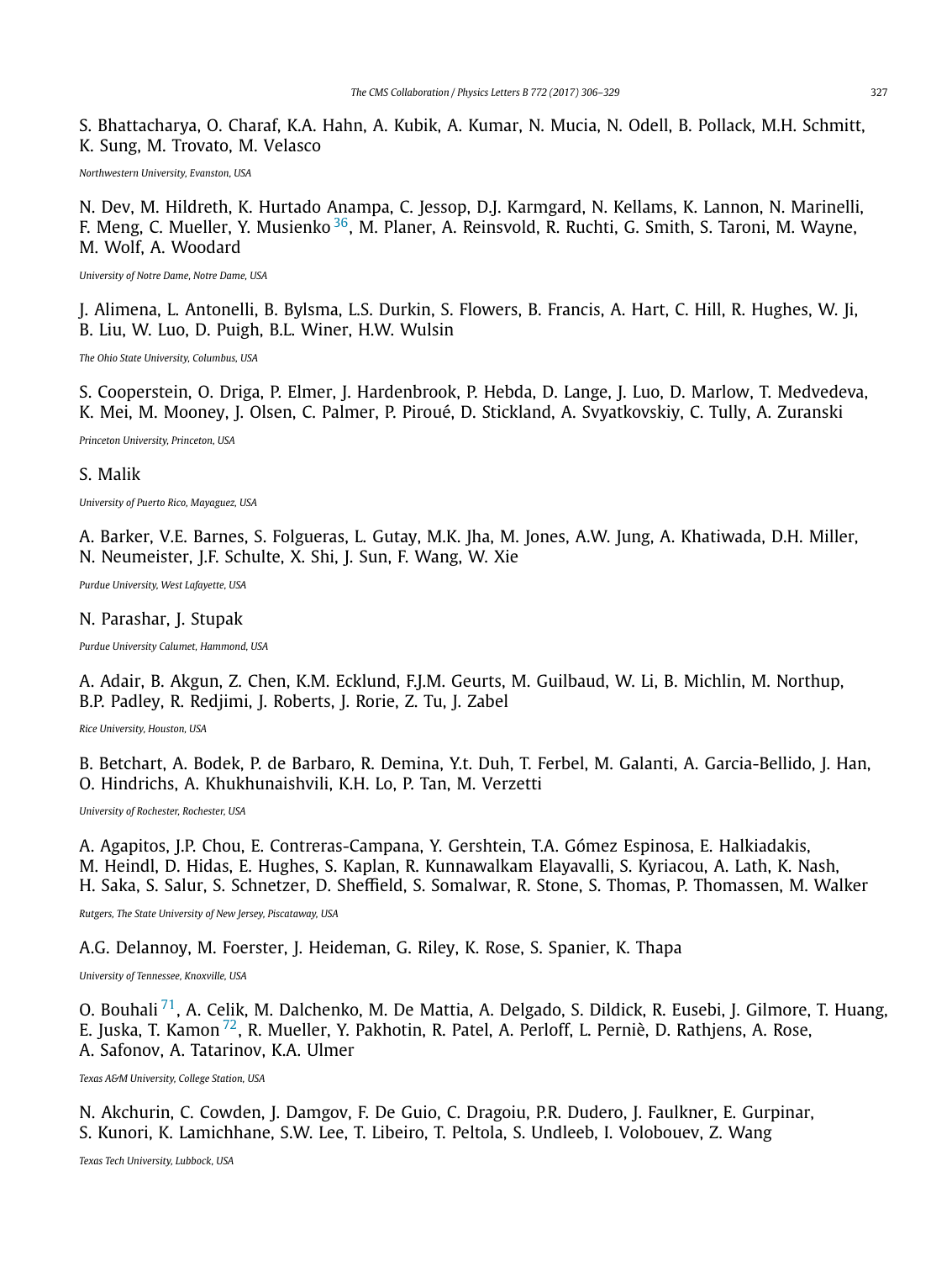S. Bhattacharya, O. Charaf, K.A. Hahn, A. Kubik, A. Kumar, N. Mucia, N. Odell, B. Pollack, M.H. Schmitt, K. Sung, M. Trovato, M. Velasco

*Northwestern University, Evanston, USA*

N. Dev, M. Hildreth, K. Hurtado Anampa, C. Jessop, D.J. Karmgard, N. Kellams, K. Lannon, N. Marinelli, F. Meng, C. Mueller, Y. Musienko [36], M. Planer, A. Reinsvold, R. Ruchti, G. Smith, S. Taroni, M. Wayne, M. Wolf, A. Woodard

*University of Notre Dame, Notre Dame, USA*

J. Alimena, L. Antonelli, B. Bylsma, L.S. Durkin, S. Flowers, B. Francis, A. Hart, C. Hill, R. Hughes, W. Ji, B. Liu, W. Luo, D. Puigh, B.L. Winer, H.W. Wulsin

*The Ohio State University, Columbus, USA*

S. Cooperstein, O. Driga, P. Elmer, J. Hardenbrook, P. Hebda, D. Lange, J. Luo, D. Marlow, T. Medvedeva, K. Mei, M. Mooney, J. Olsen, C. Palmer, P. Piroué, D. Stickland, A. Svyatkovskiy, C. Tully, A. Zuranski

*Princeton University, Princeton, USA*

S. Malik

*University of Puerto Rico, Mayaguez, USA*

A. Barker, V.E. Barnes, S. Folgueras, L. Gutay, M.K. Jha, M. Jones, A.W. Jung, A. Khatiwada, D.H. Miller, N. Neumeister, J.F. Schulte, X. Shi, J. Sun, F. Wang, W. Xie

*Purdue University, West Lafayette, USA*

N. Parashar, J. Stupak

*Purdue University Calumet, Hammond, USA*

A. Adair, B. Akgun, Z. Chen, K.M. Ecklund, F.J.M. Geurts, M. Guilbaud, W. Li, B. Michlin, M. Northup, B.P. Padley, R. Redjimi, J. Roberts, J. Rorie, Z. Tu, J. Zabel

*Rice University, Houston, USA*

B. Betchart, A. Bodek, P. de Barbaro, R. Demina, Y.t. Duh, T. Ferbel, M. Galanti, A. Garcia-Bellido, J. Han, O. Hindrichs, A. Khukhunaishvili, K.H. Lo, P. Tan, M. Verzetti

*University of Rochester, Rochester, USA*

A. Agapitos, J.P. Chou, E. Contreras-Campana, Y. Gershtein, T.A. Gómez Espinosa, E. Halkiadakis, M. Heindl, D. Hidas, E. Hughes, S. Kaplan, R. Kunnawalkam Elayavalli, S. Kyriacou, A. Lath, K. Nash, H. Saka, S. Salur, S. Schnetzer, D. Sheffield, S. Somalwar, R. Stone, S. Thomas, P. Thomassen, M. Walker

*Rutgers, The State University of New Jersey, Piscataway, USA*

A.G. Delannoy, M. Foerster, J. Heideman, G. Riley, K. Rose, S. Spanier, K. Thapa

*University of Tennessee, Knoxville, USA*

O. Bouhali [71], A. Celik, M. Dalchenko, M. De Mattia, A. Delgado, S. Dildick, R. Eusebi, J. Gilmore, T. Huang, E. Juska, T. Kamon [72], R. Mueller, Y. Pakhotin, R. Patel, A. Perloff, L. Perniè, D. Rathjens, A. Rose, A. Safonov, A. Tatarinov, K.A. Ulmer

*Texas A&M University, College Station, USA*

N. Akchurin, C. Cowden, J. Damgov, F. De Guio, C. Dragoiu, P.R. Dudero, J. Faulkner, E. Gurpinar, S. Kunori, K. Lamichhane, S.W. Lee, T. Libeiro, T. Peltola, S. Undleeb, I. Volobouev, Z. Wang

*Texas Tech University, Lubbock, USA*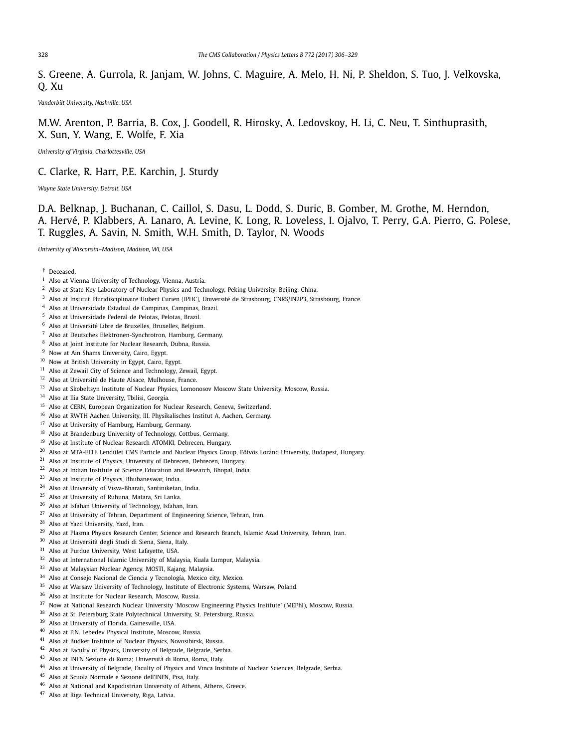S. Greene, A. Gurrola, R. Janjam, W. Johns, C. Maguire, A. Melo, H. Ni, P. Sheldon, S. Tuo, J. Velkovska, Q. Xu

*Vanderbilt University, Nashville, USA*

M.W. Arenton, P. Barria, B. Cox, J. Goodell, R. Hirosky, A. Ledovskoy, H. Li, C. Neu, T. Sinthuprasith, X. Sun, Y. Wang, E. Wolfe, F. Xia

*University of Virginia, Charlottesville, USA*

C. Clarke, R. Harr, P.E. Karchin, J. Sturdy

*Wayne State University, Detroit, USA*

D.A. Belknap, J. Buchanan, C. Caillol, S. Dasu, L. Dodd, S. Duric, B. Gomber, M. Grothe, M. Herndon, A. Hervé, P. Klabbers, A. Lanaro, A. Levine, K. Long, R. Loveless, I. Ojalvo, T. Perry, G.A. Pierro, G. Polese, T. Ruggles, A. Savin, N. Smith, W.H. Smith, D. Taylor, N. Woods

*University of Wisconsin–Madison, Madison, WI, USA*

† Deceased.
[1] Also at Vienna University of Technology, Vienna, Austria.
[2] Also at State Key Laboratory of Nuclear Physics and Technology, Peking University, Beijing, China.
[3] Also at Institut Pluridisciplinaire Hubert Curien (IPHC), Université de Strasbourg, CNRS/IN2P3, Strasbourg, France.
[4] Also at Universidade Estadual de Campinas, Campinas, Brazil.
[5] Also at Universidade Federal de Pelotas, Pelotas, Brazil.
[6] Also at Université Libre de Bruxelles, Bruxelles, Belgium.
[7] Also at Deutsches Elektronen-Synchrotron, Hamburg, Germany.
[8] Also at Joint Institute for Nuclear Research, Dubna, Russia.
[9] Now at Ain Shams University, Cairo, Egypt.
[10] Now at British University in Egypt, Cairo, Egypt.
[11] Also at Zewail City of Science and Technology, Zewail, Egypt.
[12] Also at Université de Haute Alsace, Mulhouse, France.
[13] Also at Skobeltsyn Institute of Nuclear Physics, Lomonosov Moscow State University, Moscow, Russia.
[14] Also at Ilia State University, Tbilisi, Georgia.
[15] Also at CERN, European Organization for Nuclear Research, Geneva, Switzerland.
[16] Also at RWTH Aachen University, III. Physikalisches Institut A, Aachen, Germany.
[17] Also at University of Hamburg, Hamburg, Germany.
[18] Also at Brandenburg University of Technology, Cottbus, Germany.
[19] Also at Institute of Nuclear Research ATOMKI, Debrecen, Hungary.
[20] Also at MTA-ELTE Lendület CMS Particle and Nuclear Physics Group, Eötvös Loránd University, Budapest, Hungary.
[21] Also at Institute of Physics, University of Debrecen, Debrecen, Hungary.
[22] Also at Indian Institute of Science Education and Research, Bhopal, India.
[23] Also at Institute of Physics, Bhubaneswar, India.
[24] Also at University of Visva-Bharati, Santiniketan, India.
[25] Also at University of Ruhuna, Matara, Sri Lanka.
[26] Also at Isfahan University of Technology, Isfahan, Iran.
[27] Also at University of Tehran, Department of Engineering Science, Tehran, Iran.
[28] Also at Yazd University, Yazd, Iran.
[29] Also at Plasma Physics Research Center, Science and Research Branch, Islamic Azad University, Tehran, Iran.
[30] Also at Università degli Studi di Siena, Siena, Italy.
[31] Also at Purdue University, West Lafayette, USA.
[32] Also at International Islamic University of Malaysia, Kuala Lumpur, Malaysia.
[33] Also at Malaysian Nuclear Agency, MOSTI, Kajang, Malaysia.
[34] Also at Consejo Nacional de Ciencia y Tecnología, Mexico city, Mexico.
[35] Also at Warsaw University of Technology, Institute of Electronic Systems, Warsaw, Poland.
[36] Also at Institute for Nuclear Research, Moscow, Russia.
[37] Now at National Research Nuclear University 'Moscow Engineering Physics Institute' (MEPhI), Moscow, Russia.
[38] Also at St. Petersburg State Polytechnical University, St. Petersburg, Russia.
[39] Also at University of Florida, Gainesville, USA.
[40] Also at P.N. Lebedev Physical Institute, Moscow, Russia.
[41] Also at Budker Institute of Nuclear Physics, Novosibirsk, Russia.
[42] Also at Faculty of Physics, University of Belgrade, Belgrade, Serbia.
[43] Also at INFN Sezione di Roma; Università di Roma, Roma, Italy.
[44] Also at University of Belgrade, Faculty of Physics and Vinca Institute of Nuclear Sciences, Belgrade, Serbia.
[45] Also at Scuola Normale e Sezione dell'INFN, Pisa, Italy.
[46] Also at National and Kapodistrian University of Athens, Athens, Greece.
[47] Also at Riga Technical University, Riga, Latvia.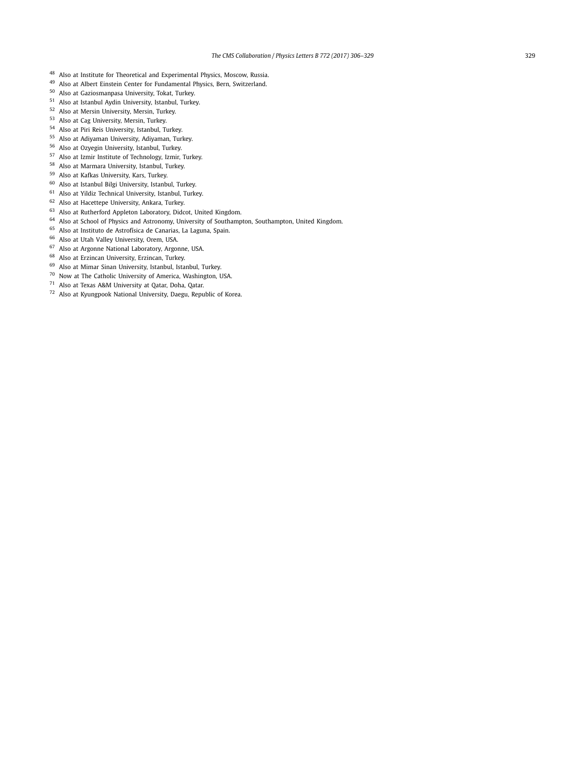[48] Also at Institute for Theoretical and Experimental Physics, Moscow, Russia.
[49] Also at Albert Einstein Center for Fundamental Physics, Bern, Switzerland.
[50] Also at Gaziosmanpasa University, Tokat, Turkey.
[51] Also at Istanbul Aydin University, Istanbul, Turkey.
[52] Also at Mersin University, Mersin, Turkey.
[53] Also at Cag University, Mersin, Turkey.
[54] Also at Piri Reis University, Istanbul, Turkey.
[55] Also at Adiyaman University, Adiyaman, Turkey.
[56] Also at Ozyegin University, Istanbul, Turkey.
[57] Also at Izmir Institute of Technology, Izmir, Turkey.
[58] Also at Marmara University, Istanbul, Turkey.
[59] Also at Kafkas University, Kars, Turkey.
[60] Also at Istanbul Bilgi University, Istanbul, Turkey.
[61] Also at Yildiz Technical University, Istanbul, Turkey.
[62] Also at Hacettepe University, Ankara, Turkey.
[63] Also at Rutherford Appleton Laboratory, Didcot, United Kingdom.
[64] Also at School of Physics and Astronomy, University of Southampton, Southampton, United Kingdom.
[65] Also at Instituto de Astrofísica de Canarias, La Laguna, Spain.
[66] Also at Utah Valley University, Orem, USA.
[67] Also at Argonne National Laboratory, Argonne, USA.
[68] Also at Erzincan University, Erzincan, Turkey.
[69] Also at Mimar Sinan University, Istanbul, Istanbul, Turkey.
[70] Now at The Catholic University of America, Washington, USA.
[71] Also at Texas A&M University at Qatar, Doha, Qatar.
[72] Also at Kyungpook National University, Daegu, Republic of Korea.